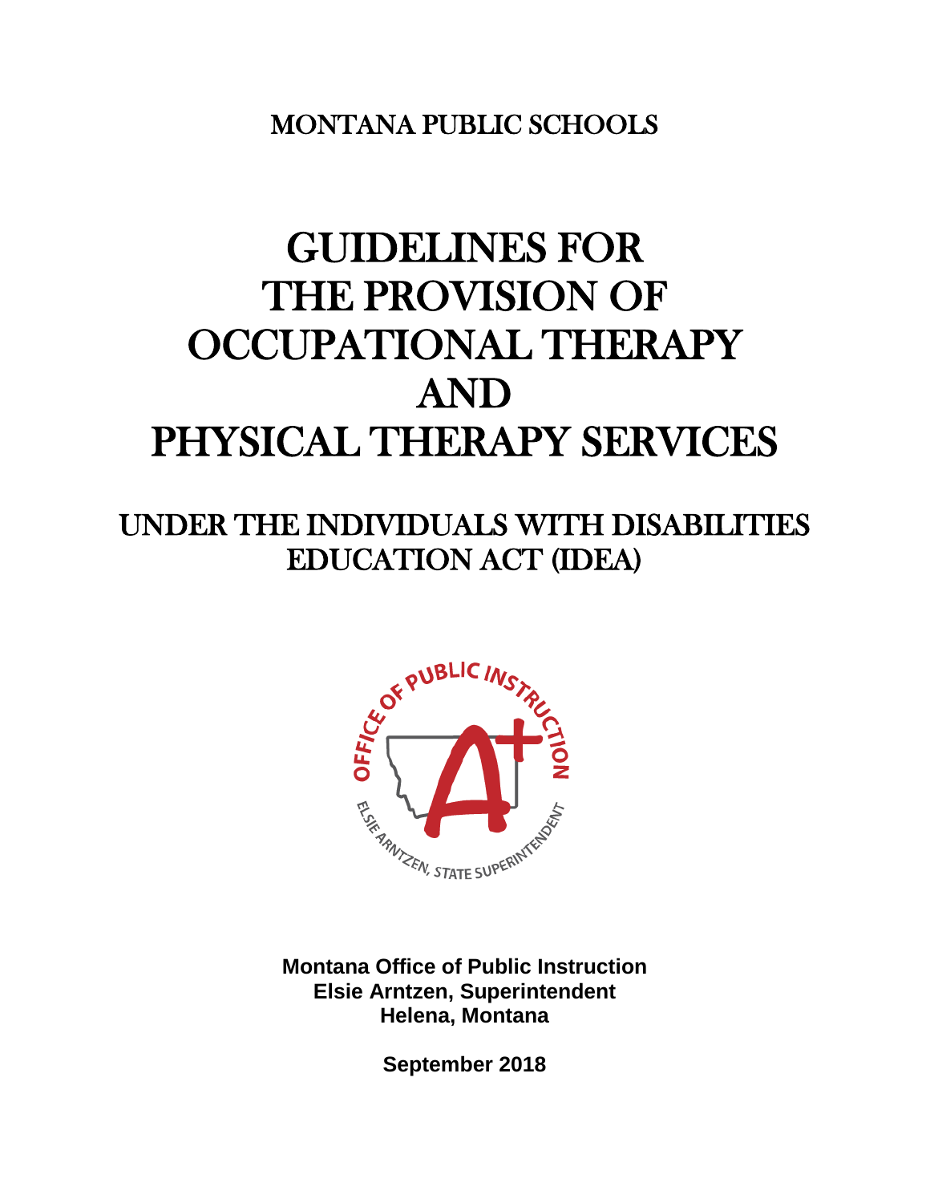MONTANA PUBLIC SCHOOLS

# GUIDELINES FOR THE PROVISION OF OCCUPATIONAL THERAPY AND PHYSICAL THERAPY SERVICES

## UNDER THE INDIVIDUALS WITH DISABILITIES EDUCATION ACT (IDEA)

**Montana Office of Public Instruction**
**Elsie Arntzen, Superintendent**
**Helena, Montana**

**September 2018**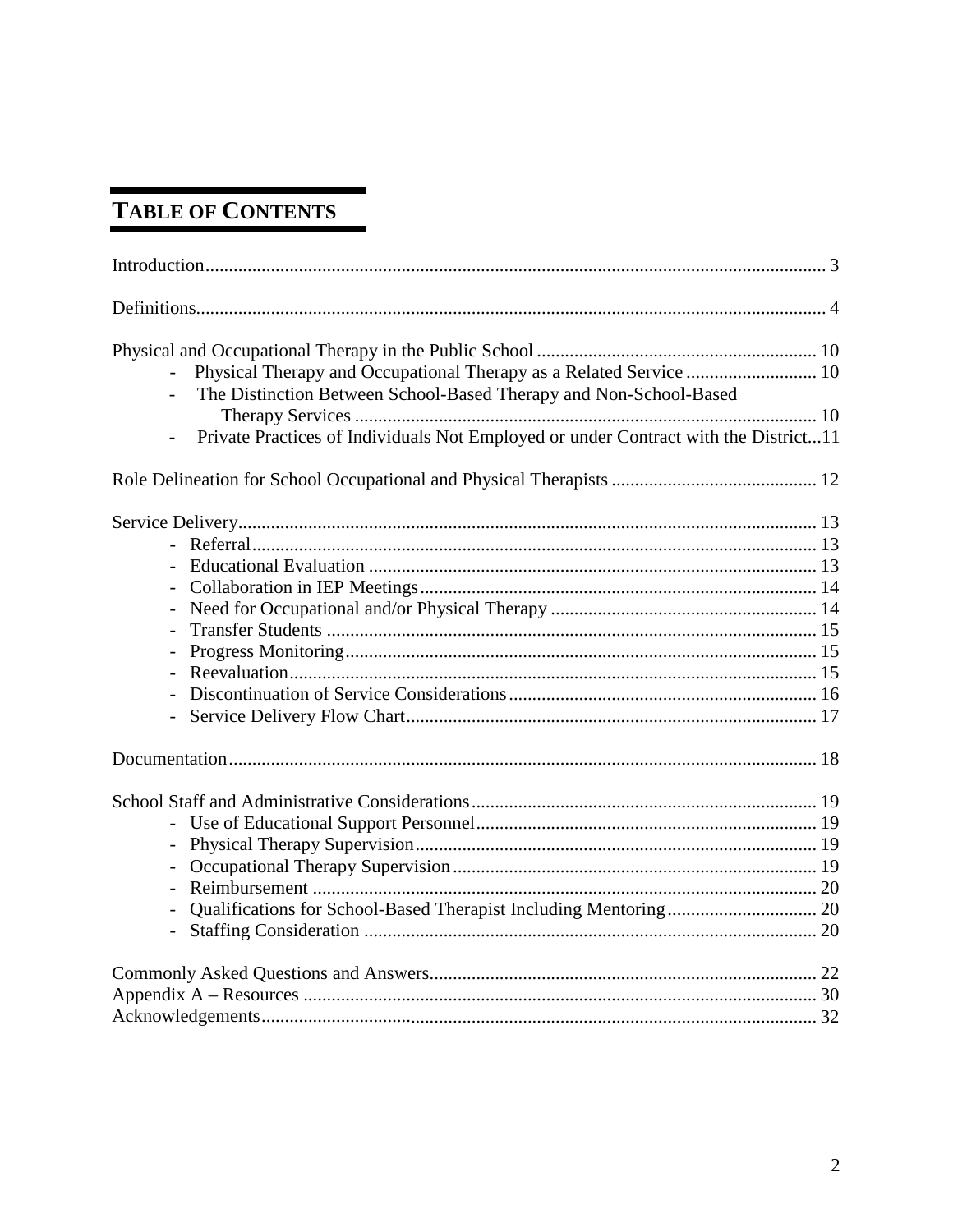# TABLE OF CONTENTS

Introduction .................................................................................................................... 3

Definitions ...................................................................................................................... 4

Physical and Occupational Therapy in the Public School ............................................................ 10
- Physical Therapy and Occupational Therapy as a Related Service ............................ 10
- The Distinction Between School-Based Therapy and Non-School-Based Therapy Services .................................................................................................. 10
- Private Practices of Individuals Not Employed or under Contract with the District...11

Role Delineation for School Occupational and Physical Therapists ............................................ 12

Service Delivery ............................................................................................................ 13
- Referral ......................................................................................................... 13
- Educational Evaluation ................................................................................ 13
- Collaboration in IEP Meetings .................................................................... 14
- Need for Occupational and/or Physical Therapy ......................................... 14
- Transfer Students ......................................................................................... 15
- Progress Monitoring ..................................................................................... 15
- Reevaluation ................................................................................................. 15
- Discontinuation of Service Considerations .................................................. 16
- Service Delivery Flow Chart ........................................................................ 17

Documentation .............................................................................................................. 18

School Staff and Administrative Considerations .......................................................................... 19
- Use of Educational Support Personnel ......................................................... 19
- Physical Therapy Supervision ...................................................................... 19
- Occupational Therapy Supervision .............................................................. 19
- Reimbursement ............................................................................................ 20
- Qualifications for School-Based Therapist Including Mentoring ................................ 20
- Staffing Consideration ................................................................................. 20

Commonly Asked Questions and Answers ................................................................................... 22
Appendix A – Resources ............................................................................................... 30
Acknowledgements ....................................................................................................... 32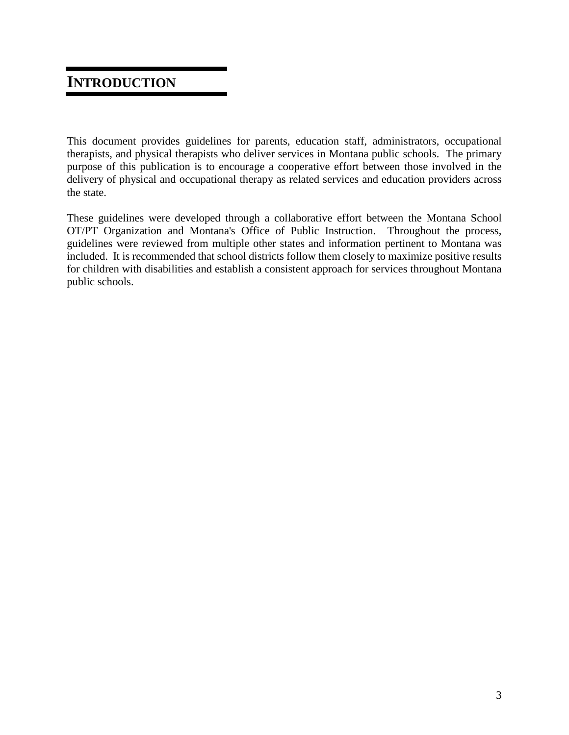# INTRODUCTION

This document provides guidelines for parents, education staff, administrators, occupational therapists, and physical therapists who deliver services in Montana public schools. The primary purpose of this publication is to encourage a cooperative effort between those involved in the delivery of physical and occupational therapy as related services and education providers across the state.

These guidelines were developed through a collaborative effort between the Montana School OT/PT Organization and Montana's Office of Public Instruction. Throughout the process, guidelines were reviewed from multiple other states and information pertinent to Montana was included. It is recommended that school districts follow them closely to maximize positive results for children with disabilities and establish a consistent approach for services throughout Montana public schools.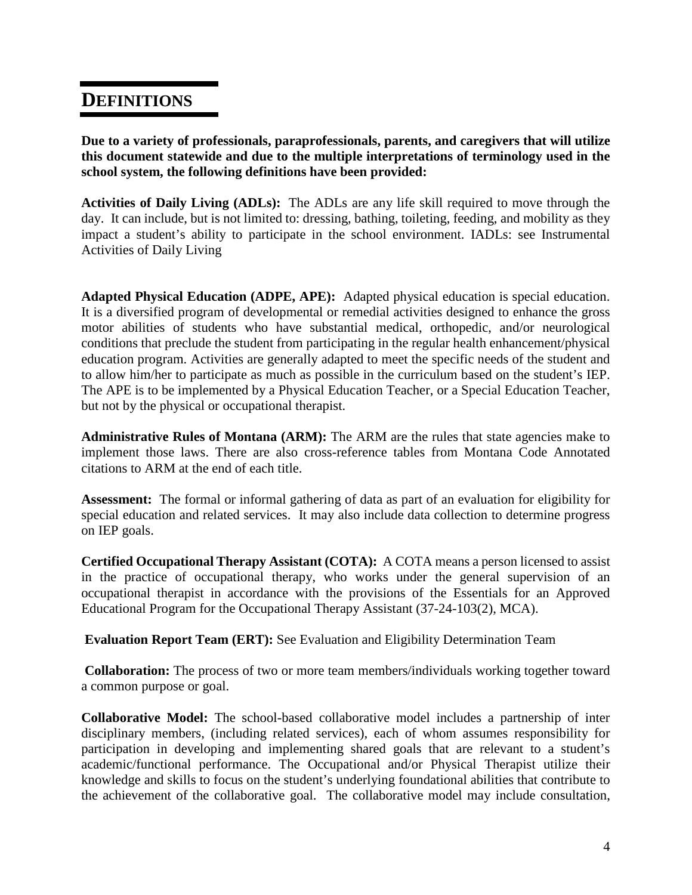# DEFINITIONS

**Due to a variety of professionals, paraprofessionals, parents, and caregivers that will utilize this document statewide and due to the multiple interpretations of terminology used in the school system, the following definitions have been provided:**

**Activities of Daily Living (ADLs):** The ADLs are any life skill required to move through the day. It can include, but is not limited to: dressing, bathing, toileting, feeding, and mobility as they impact a student's ability to participate in the school environment. IADLs: see Instrumental Activities of Daily Living

**Adapted Physical Education (ADPE, APE):** Adapted physical education is special education. It is a diversified program of developmental or remedial activities designed to enhance the gross motor abilities of students who have substantial medical, orthopedic, and/or neurological conditions that preclude the student from participating in the regular health enhancement/physical education program. Activities are generally adapted to meet the specific needs of the student and to allow him/her to participate as much as possible in the curriculum based on the student's IEP. The APE is to be implemented by a Physical Education Teacher, or a Special Education Teacher, but not by the physical or occupational therapist.

**Administrative Rules of Montana (ARM):** The ARM are the rules that state agencies make to implement those laws. There are also cross-reference tables from Montana Code Annotated citations to ARM at the end of each title.

**Assessment:** The formal or informal gathering of data as part of an evaluation for eligibility for special education and related services. It may also include data collection to determine progress on IEP goals.

**Certified Occupational Therapy Assistant (COTA):** A COTA means a person licensed to assist in the practice of occupational therapy, who works under the general supervision of an occupational therapist in accordance with the provisions of the Essentials for an Approved Educational Program for the Occupational Therapy Assistant (37-24-103(2), MCA).

**Evaluation Report Team (ERT):** See Evaluation and Eligibility Determination Team

**Collaboration:** The process of two or more team members/individuals working together toward a common purpose or goal.

**Collaborative Model:** The school-based collaborative model includes a partnership of inter disciplinary members, (including related services), each of whom assumes responsibility for participation in developing and implementing shared goals that are relevant to a student's academic/functional performance. The Occupational and/or Physical Therapist utilize their knowledge and skills to focus on the student's underlying foundational abilities that contribute to the achievement of the collaborative goal. The collaborative model may include consultation,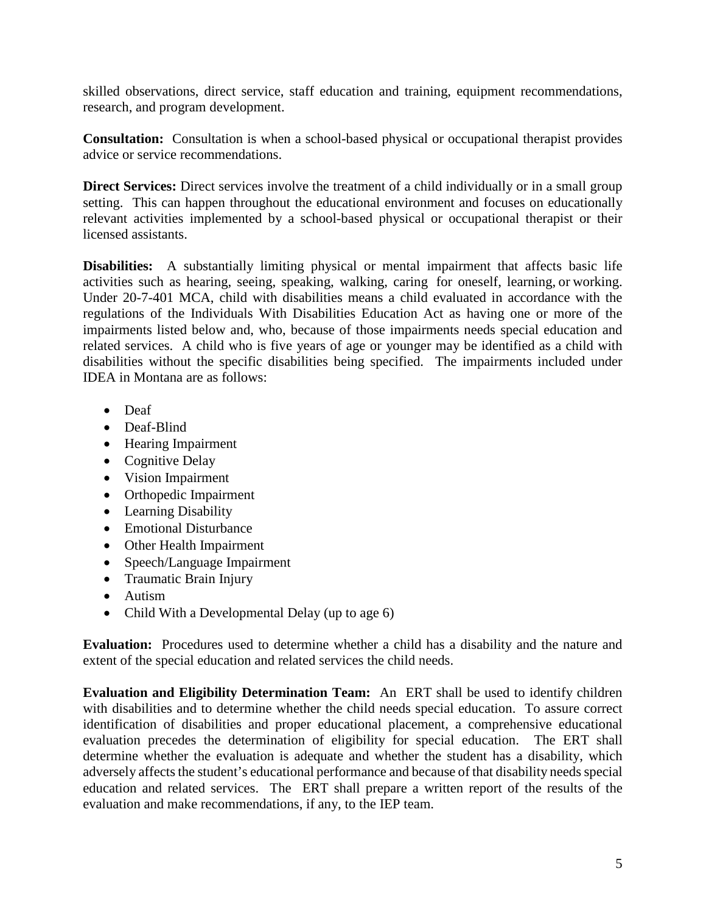skilled observations, direct service, staff education and training, equipment recommendations, research, and program development.

**Consultation:** Consultation is when a school-based physical or occupational therapist provides advice or service recommendations.

**Direct Services:** Direct services involve the treatment of a child individually or in a small group setting. This can happen throughout the educational environment and focuses on educationally relevant activities implemented by a school-based physical or occupational therapist or their licensed assistants.

**Disabilities:** A substantially limiting physical or mental impairment that affects basic life activities such as hearing, seeing, speaking, walking, caring for oneself, learning, or working. Under 20-7-401 MCA, child with disabilities means a child evaluated in accordance with the regulations of the Individuals With Disabilities Education Act as having one or more of the impairments listed below and, who, because of those impairments needs special education and related services. A child who is five years of age or younger may be identified as a child with disabilities without the specific disabilities being specified. The impairments included under IDEA in Montana are as follows:

- Deaf
- Deaf-Blind
- Hearing Impairment
- Cognitive Delay
- Vision Impairment
- Orthopedic Impairment
- Learning Disability
- Emotional Disturbance
- Other Health Impairment
- Speech/Language Impairment
- Traumatic Brain Injury
- Autism
- Child With a Developmental Delay (up to age 6)

**Evaluation:** Procedures used to determine whether a child has a disability and the nature and extent of the special education and related services the child needs.

**Evaluation and Eligibility Determination Team:** An ERT shall be used to identify children with disabilities and to determine whether the child needs special education. To assure correct identification of disabilities and proper educational placement, a comprehensive educational evaluation precedes the determination of eligibility for special education. The ERT shall determine whether the evaluation is adequate and whether the student has a disability, which adversely affects the student's educational performance and because of that disability needs special education and related services. The ERT shall prepare a written report of the results of the evaluation and make recommendations, if any, to the IEP team.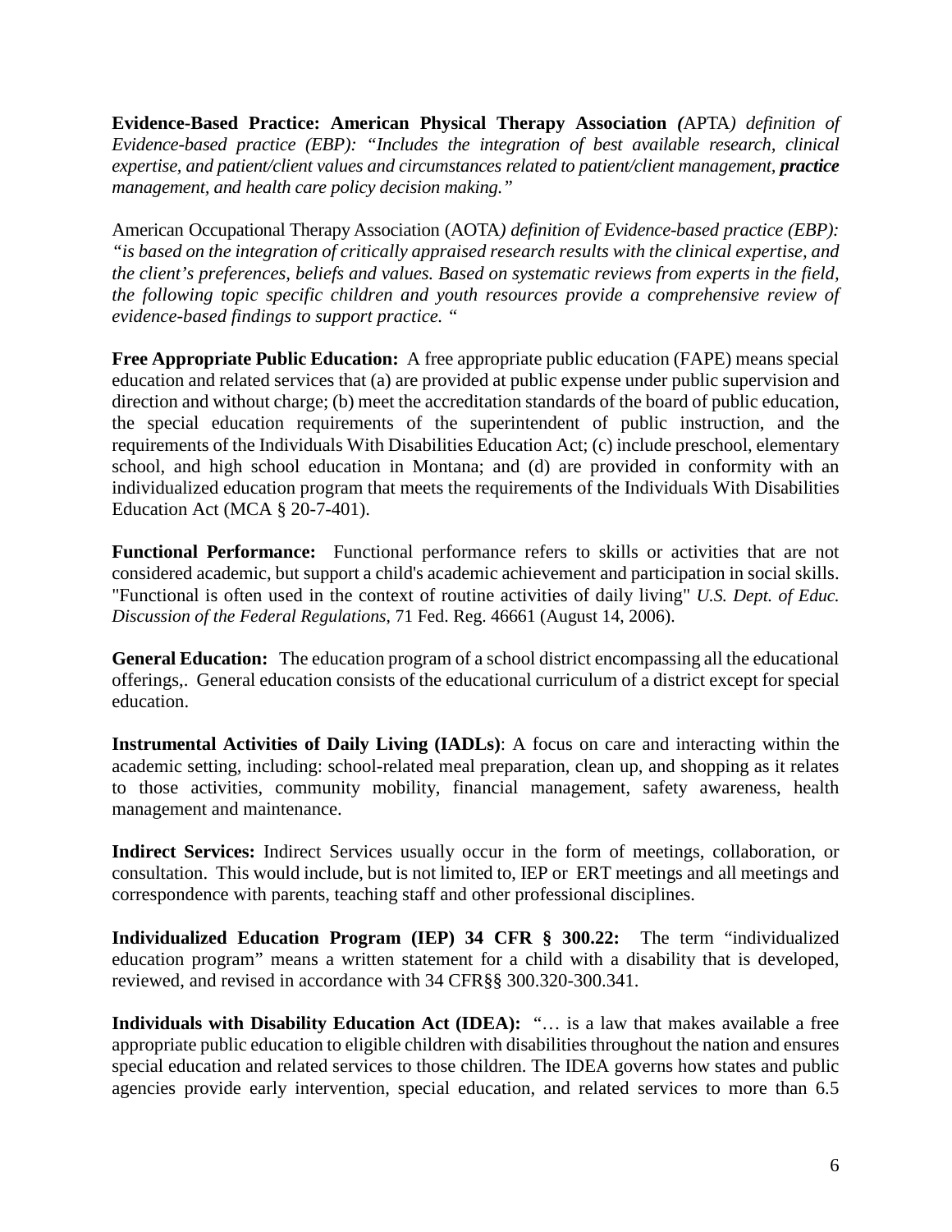**Evidence-Based Practice: American Physical Therapy Association *(*APTA*) definition of Evidence-based practice (EBP): "Includes the integration of best available research, clinical expertise, and patient/client values and circumstances related to patient/client management, **practice** management, and health care policy decision making."***

American Occupational Therapy Association (AOTA*) definition of Evidence-based practice (EBP): "is based on the integration of critically appraised research results with the clinical expertise, and the client's preferences, beliefs and values. Based on systematic reviews from experts in the field, the following topic specific children and youth resources provide a comprehensive review of evidence-based findings to support practice. "*

**Free Appropriate Public Education:** A free appropriate public education (FAPE) means special education and related services that (a) are provided at public expense under public supervision and direction and without charge; (b) meet the accreditation standards of the board of public education, the special education requirements of the superintendent of public instruction, and the requirements of the Individuals With Disabilities Education Act; (c) include preschool, elementary school, and high school education in Montana; and (d) are provided in conformity with an individualized education program that meets the requirements of the Individuals With Disabilities Education Act (MCA § 20-7-401).

**Functional Performance:** Functional performance refers to skills or activities that are not considered academic, but support a child's academic achievement and participation in social skills. "Functional is often used in the context of routine activities of daily living" *U.S. Dept. of Educ. Discussion of the Federal Regulations*, 71 Fed. Reg. 46661 (August 14, 2006).

**General Education:** The education program of a school district encompassing all the educational offerings,. General education consists of the educational curriculum of a district except for special education.

**Instrumental Activities of Daily Living (IADLs)**: A focus on care and interacting within the academic setting, including: school-related meal preparation, clean up, and shopping as it relates to those activities, community mobility, financial management, safety awareness, health management and maintenance.

**Indirect Services:** Indirect Services usually occur in the form of meetings, collaboration, or consultation. This would include, but is not limited to, IEP or ERT meetings and all meetings and correspondence with parents, teaching staff and other professional disciplines.

**Individualized Education Program (IEP) 34 CFR § 300.22:** The term "individualized education program" means a written statement for a child with a disability that is developed, reviewed, and revised in accordance with 34 CFR§§ 300.320-300.341.

**Individuals with Disability Education Act (IDEA):** "… is a law that makes available a free appropriate public education to eligible children with disabilities throughout the nation and ensures special education and related services to those children. The IDEA governs how states and public agencies provide early intervention, special education, and related services to more than 6.5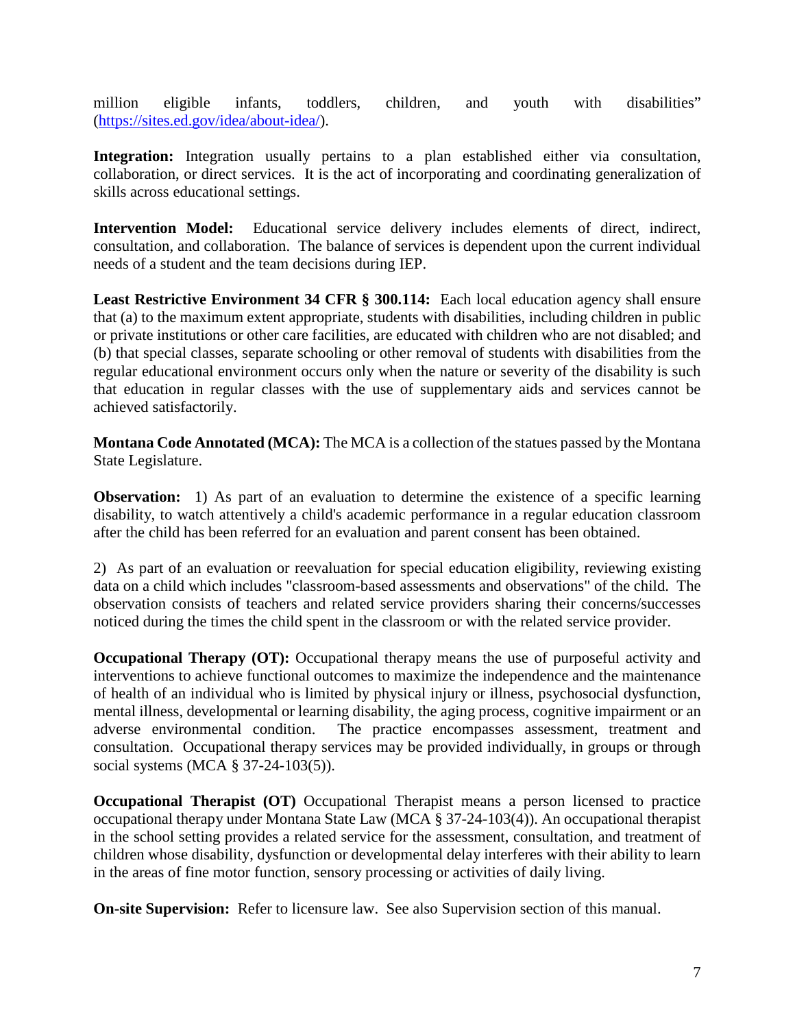million eligible infants, toddlers, children, and youth with disabilities" (https://sites.ed.gov/idea/about-idea/).

**Integration:** Integration usually pertains to a plan established either via consultation, collaboration, or direct services. It is the act of incorporating and coordinating generalization of skills across educational settings.

**Intervention Model:** Educational service delivery includes elements of direct, indirect, consultation, and collaboration. The balance of services is dependent upon the current individual needs of a student and the team decisions during IEP.

**Least Restrictive Environment 34 CFR § 300.114:** Each local education agency shall ensure that (a) to the maximum extent appropriate, students with disabilities, including children in public or private institutions or other care facilities, are educated with children who are not disabled; and (b) that special classes, separate schooling or other removal of students with disabilities from the regular educational environment occurs only when the nature or severity of the disability is such that education in regular classes with the use of supplementary aids and services cannot be achieved satisfactorily.

**Montana Code Annotated (MCA):** The MCA is a collection of the statues passed by the Montana State Legislature.

**Observation:** 1) As part of an evaluation to determine the existence of a specific learning disability, to watch attentively a child's academic performance in a regular education classroom after the child has been referred for an evaluation and parent consent has been obtained.

2) As part of an evaluation or reevaluation for special education eligibility, reviewing existing data on a child which includes "classroom-based assessments and observations" of the child. The observation consists of teachers and related service providers sharing their concerns/successes noticed during the times the child spent in the classroom or with the related service provider.

**Occupational Therapy (OT):** Occupational therapy means the use of purposeful activity and interventions to achieve functional outcomes to maximize the independence and the maintenance of health of an individual who is limited by physical injury or illness, psychosocial dysfunction, mental illness, developmental or learning disability, the aging process, cognitive impairment or an adverse environmental condition. The practice encompasses assessment, treatment and consultation. Occupational therapy services may be provided individually, in groups or through social systems (MCA § 37-24-103(5)).

**Occupational Therapist (OT)** Occupational Therapist means a person licensed to practice occupational therapy under Montana State Law (MCA § 37-24-103(4)). An occupational therapist in the school setting provides a related service for the assessment, consultation, and treatment of children whose disability, dysfunction or developmental delay interferes with their ability to learn in the areas of fine motor function, sensory processing or activities of daily living.

**On-site Supervision:** Refer to licensure law. See also Supervision section of this manual.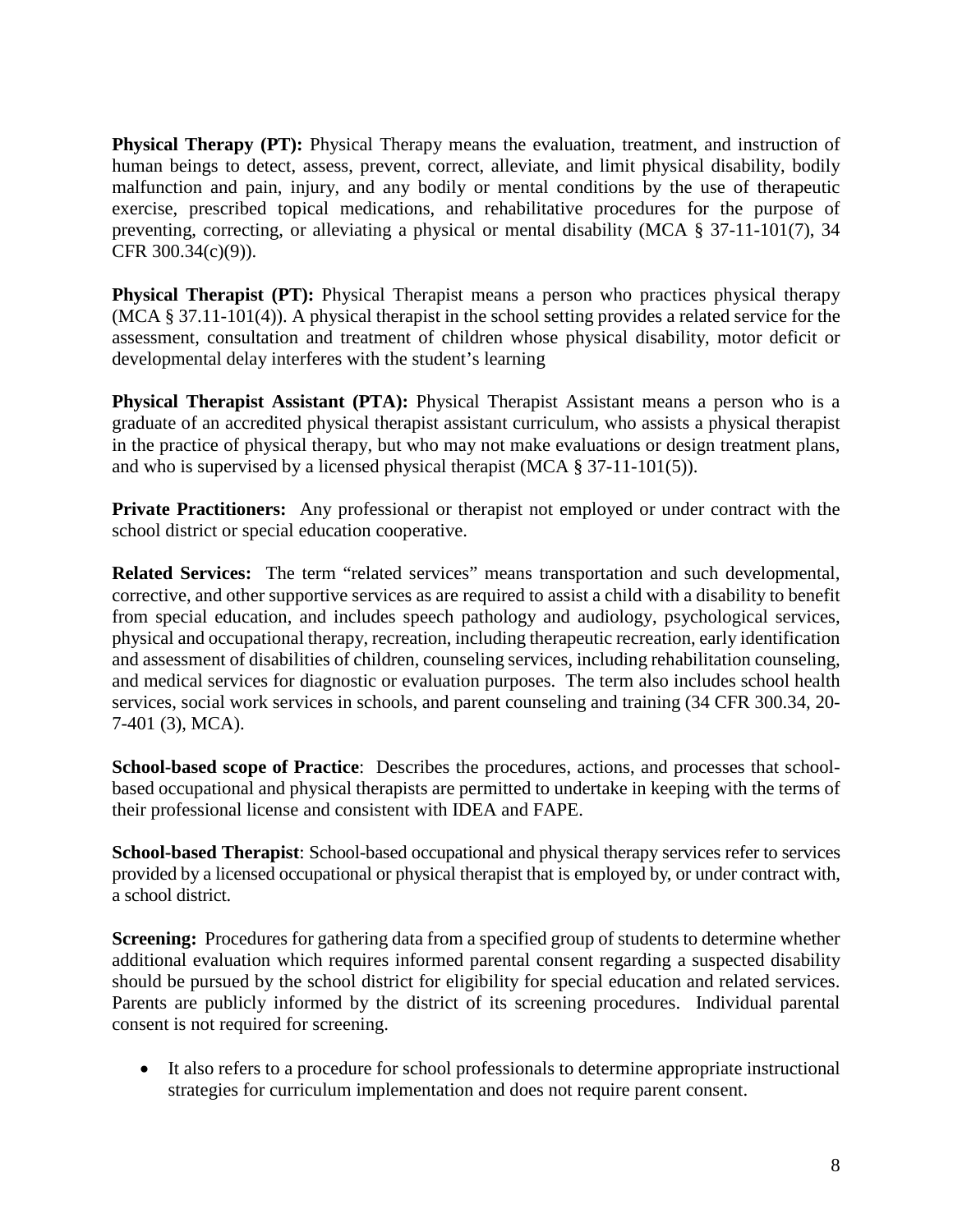**Physical Therapy (PT):** Physical Therapy means the evaluation, treatment, and instruction of human beings to detect, assess, prevent, correct, alleviate, and limit physical disability, bodily malfunction and pain, injury, and any bodily or mental conditions by the use of therapeutic exercise, prescribed topical medications, and rehabilitative procedures for the purpose of preventing, correcting, or alleviating a physical or mental disability (MCA § 37-11-101(7), 34 CFR 300.34(c)(9)).

**Physical Therapist (PT):** Physical Therapist means a person who practices physical therapy (MCA § 37.11-101(4)). A physical therapist in the school setting provides a related service for the assessment, consultation and treatment of children whose physical disability, motor deficit or developmental delay interferes with the student's learning

**Physical Therapist Assistant (PTA):** Physical Therapist Assistant means a person who is a graduate of an accredited physical therapist assistant curriculum, who assists a physical therapist in the practice of physical therapy, but who may not make evaluations or design treatment plans, and who is supervised by a licensed physical therapist (MCA § 37-11-101(5)).

**Private Practitioners:** Any professional or therapist not employed or under contract with the school district or special education cooperative.

**Related Services:** The term "related services" means transportation and such developmental, corrective, and other supportive services as are required to assist a child with a disability to benefit from special education, and includes speech pathology and audiology, psychological services, physical and occupational therapy, recreation, including therapeutic recreation, early identification and assessment of disabilities of children, counseling services, including rehabilitation counseling, and medical services for diagnostic or evaluation purposes. The term also includes school health services, social work services in schools, and parent counseling and training (34 CFR 300.34, 20-7-401 (3), MCA).

**School-based scope of Practice**: Describes the procedures, actions, and processes that school-based occupational and physical therapists are permitted to undertake in keeping with the terms of their professional license and consistent with IDEA and FAPE.

**School-based Therapist**: School-based occupational and physical therapy services refer to services provided by a licensed occupational or physical therapist that is employed by, or under contract with, a school district.

**Screening:** Procedures for gathering data from a specified group of students to determine whether additional evaluation which requires informed parental consent regarding a suspected disability should be pursued by the school district for eligibility for special education and related services. Parents are publicly informed by the district of its screening procedures. Individual parental consent is not required for screening.

- It also refers to a procedure for school professionals to determine appropriate instructional strategies for curriculum implementation and does not require parent consent.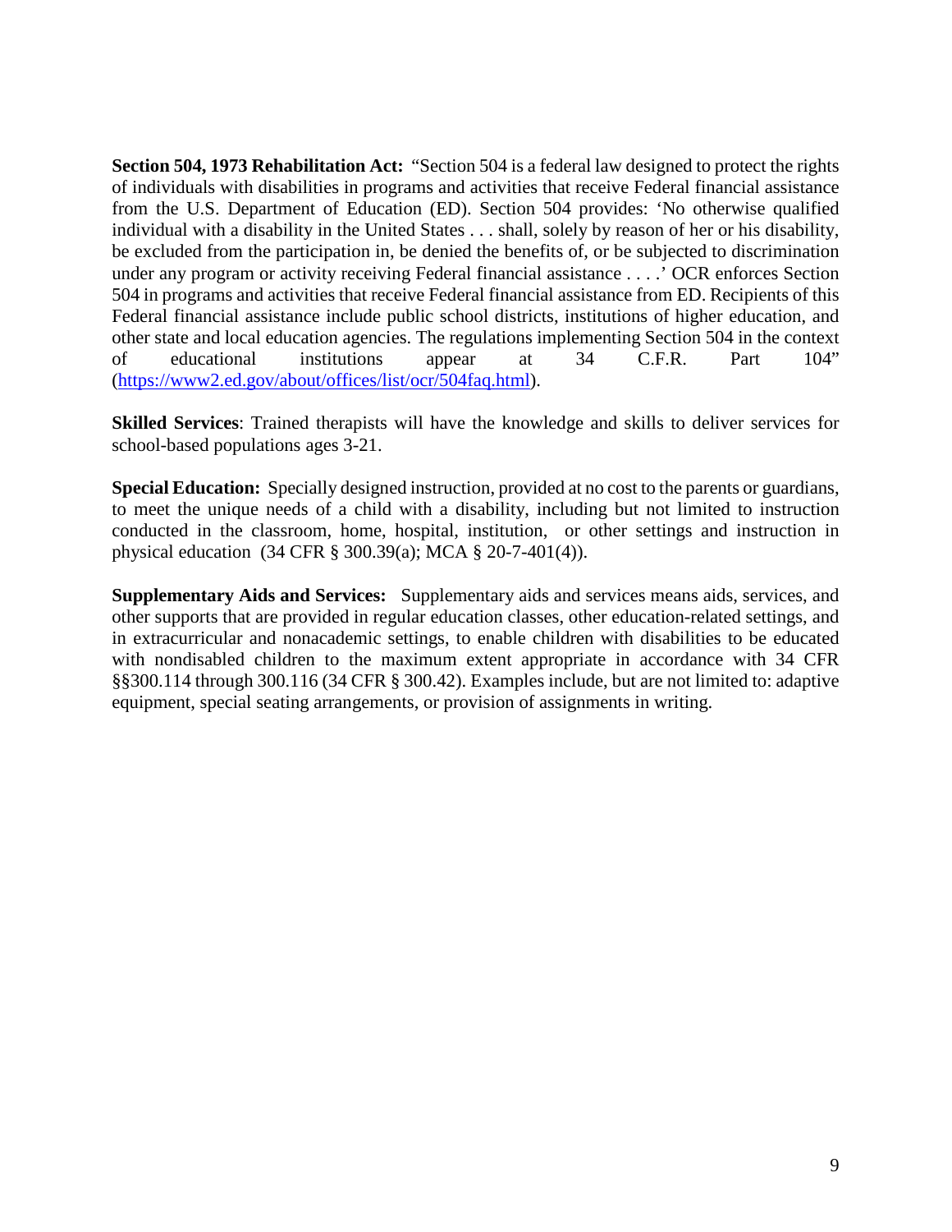**Section 504, 1973 Rehabilitation Act:** "Section 504 is a federal law designed to protect the rights of individuals with disabilities in programs and activities that receive Federal financial assistance from the U.S. Department of Education (ED). Section 504 provides: 'No otherwise qualified individual with a disability in the United States . . . shall, solely by reason of her or his disability, be excluded from the participation in, be denied the benefits of, or be subjected to discrimination under any program or activity receiving Federal financial assistance . . . .' OCR enforces Section 504 in programs and activities that receive Federal financial assistance from ED. Recipients of this Federal financial assistance include public school districts, institutions of higher education, and other state and local education agencies. The regulations implementing Section 504 in the context of educational institutions appear at 34 C.F.R. Part 104" (https://www2.ed.gov/about/offices/list/ocr/504faq.html).

**Skilled Services**: Trained therapists will have the knowledge and skills to deliver services for school-based populations ages 3-21.

**Special Education:** Specially designed instruction, provided at no cost to the parents or guardians, to meet the unique needs of a child with a disability, including but not limited to instruction conducted in the classroom, home, hospital, institution, or other settings and instruction in physical education (34 CFR § 300.39(a); MCA § 20-7-401(4)).

**Supplementary Aids and Services:** Supplementary aids and services means aids, services, and other supports that are provided in regular education classes, other education-related settings, and in extracurricular and nonacademic settings, to enable children with disabilities to be educated with nondisabled children to the maximum extent appropriate in accordance with 34 CFR §§300.114 through 300.116 (34 CFR § 300.42). Examples include, but are not limited to: adaptive equipment, special seating arrangements, or provision of assignments in writing.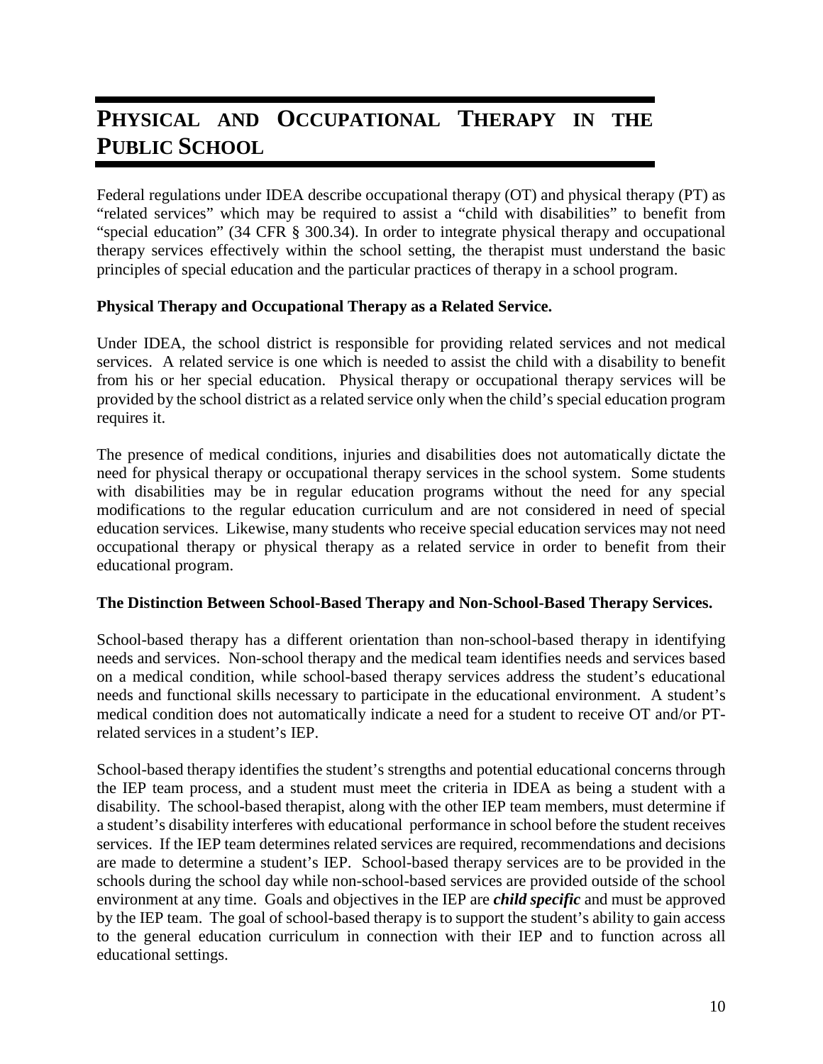# PHYSICAL AND OCCUPATIONAL THERAPY IN THE PUBLIC SCHOOL

Federal regulations under IDEA describe occupational therapy (OT) and physical therapy (PT) as "related services" which may be required to assist a "child with disabilities" to benefit from "special education" (34 CFR § 300.34). In order to integrate physical therapy and occupational therapy services effectively within the school setting, the therapist must understand the basic principles of special education and the particular practices of therapy in a school program.

**Physical Therapy and Occupational Therapy as a Related Service.**

Under IDEA, the school district is responsible for providing related services and not medical services. A related service is one which is needed to assist the child with a disability to benefit from his or her special education. Physical therapy or occupational therapy services will be provided by the school district as a related service only when the child's special education program requires it.

The presence of medical conditions, injuries and disabilities does not automatically dictate the need for physical therapy or occupational therapy services in the school system. Some students with disabilities may be in regular education programs without the need for any special modifications to the regular education curriculum and are not considered in need of special education services. Likewise, many students who receive special education services may not need occupational therapy or physical therapy as a related service in order to benefit from their educational program.

**The Distinction Between School-Based Therapy and Non-School-Based Therapy Services.**

School-based therapy has a different orientation than non-school-based therapy in identifying needs and services. Non-school therapy and the medical team identifies needs and services based on a medical condition, while school-based therapy services address the student's educational needs and functional skills necessary to participate in the educational environment. A student's medical condition does not automatically indicate a need for a student to receive OT and/or PT-related services in a student's IEP.

School-based therapy identifies the student's strengths and potential educational concerns through the IEP team process, and a student must meet the criteria in IDEA as being a student with a disability. The school-based therapist, along with the other IEP team members, must determine if a student's disability interferes with educational performance in school before the student receives services. If the IEP team determines related services are required, recommendations and decisions are made to determine a student's IEP. School-based therapy services are to be provided in the schools during the school day while non-school-based services are provided outside of the school environment at any time. Goals and objectives in the IEP are ***child specific*** and must be approved by the IEP team. The goal of school-based therapy is to support the student's ability to gain access to the general education curriculum in connection with their IEP and to function across all educational settings.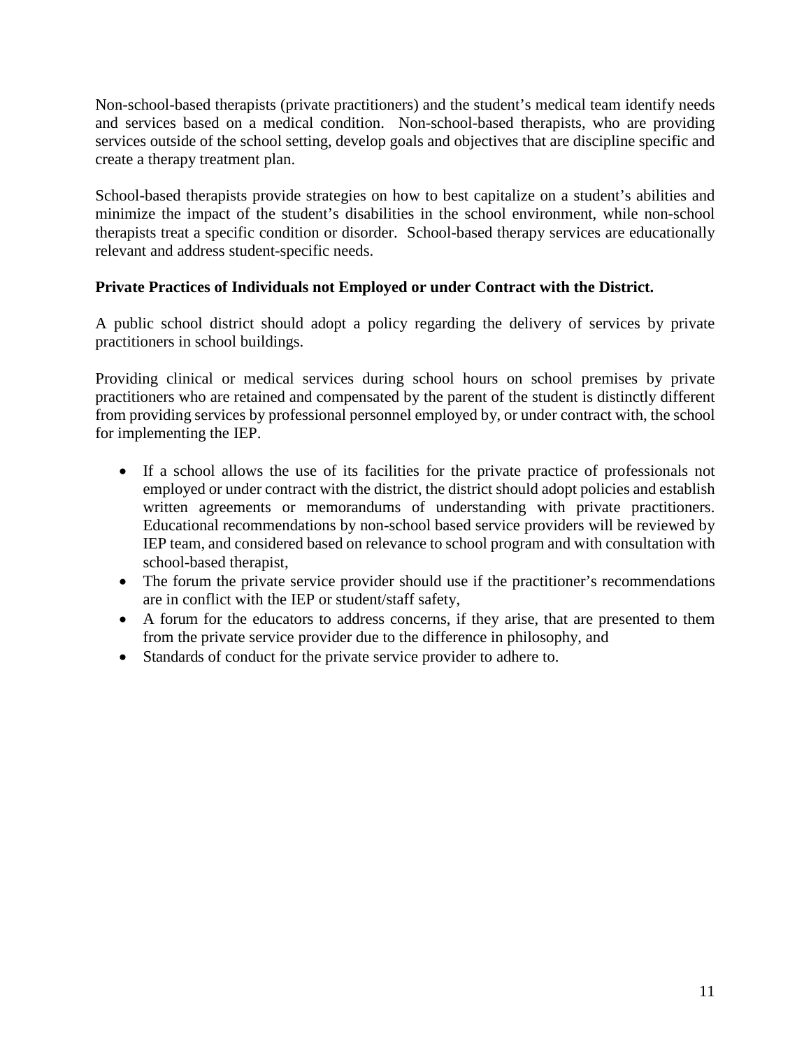Non-school-based therapists (private practitioners) and the student's medical team identify needs and services based on a medical condition. Non-school-based therapists, who are providing services outside of the school setting, develop goals and objectives that are discipline specific and create a therapy treatment plan.

School-based therapists provide strategies on how to best capitalize on a student's abilities and minimize the impact of the student's disabilities in the school environment, while non-school therapists treat a specific condition or disorder. School-based therapy services are educationally relevant and address student-specific needs.

**Private Practices of Individuals not Employed or under Contract with the District.**

A public school district should adopt a policy regarding the delivery of services by private practitioners in school buildings.

Providing clinical or medical services during school hours on school premises by private practitioners who are retained and compensated by the parent of the student is distinctly different from providing services by professional personnel employed by, or under contract with, the school for implementing the IEP.

- If a school allows the use of its facilities for the private practice of professionals not employed or under contract with the district, the district should adopt policies and establish written agreements or memorandums of understanding with private practitioners. Educational recommendations by non-school based service providers will be reviewed by IEP team, and considered based on relevance to school program and with consultation with school-based therapist,
- The forum the private service provider should use if the practitioner's recommendations are in conflict with the IEP or student/staff safety,
- A forum for the educators to address concerns, if they arise, that are presented to them from the private service provider due to the difference in philosophy, and
- Standards of conduct for the private service provider to adhere to.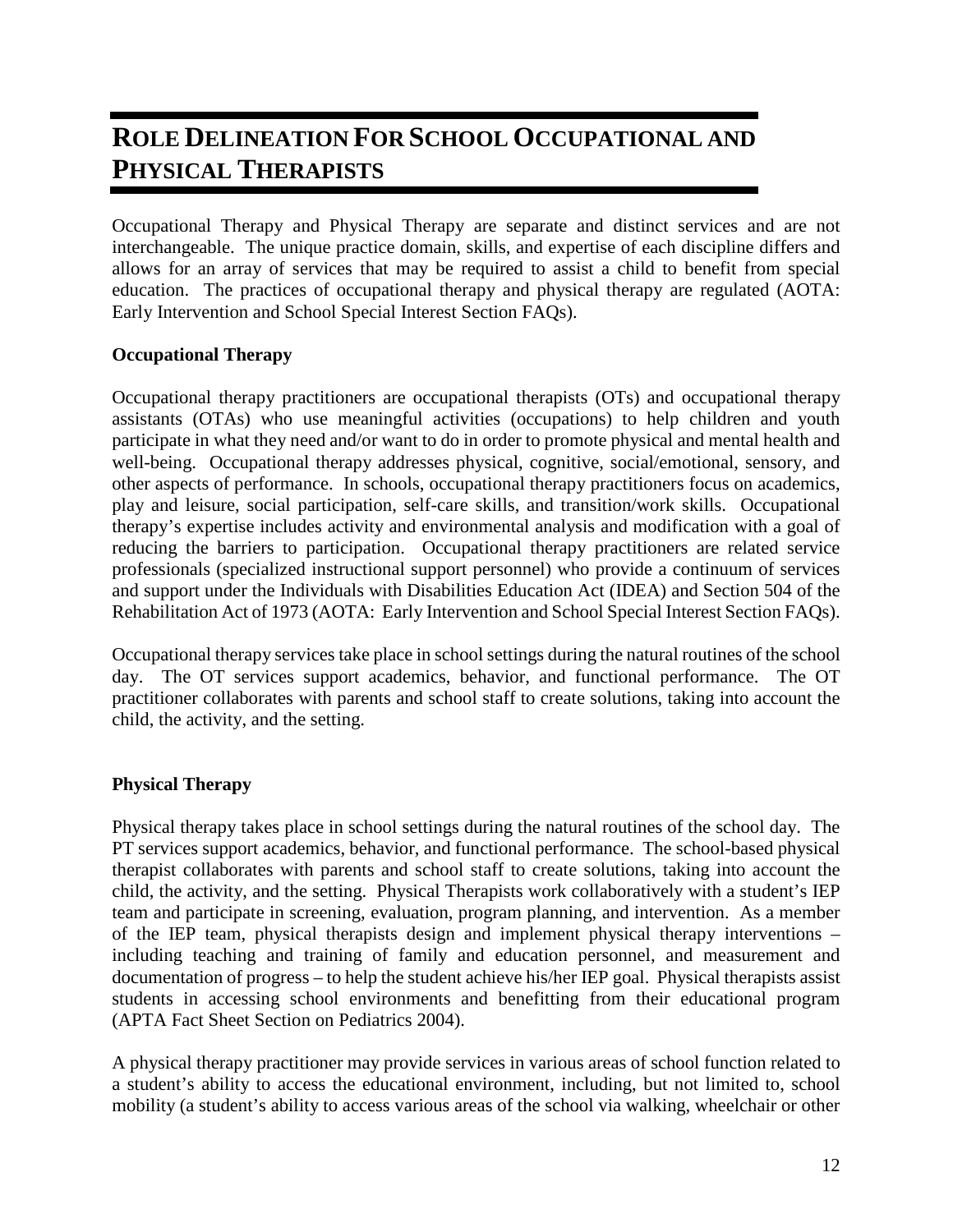# ROLE DELINEATION FOR SCHOOL OCCUPATIONAL AND PHYSICAL THERAPISTS

Occupational Therapy and Physical Therapy are separate and distinct services and are not interchangeable. The unique practice domain, skills, and expertise of each discipline differs and allows for an array of services that may be required to assist a child to benefit from special education. The practices of occupational therapy and physical therapy are regulated (AOTA: Early Intervention and School Special Interest Section FAQs).

**Occupational Therapy**

Occupational therapy practitioners are occupational therapists (OTs) and occupational therapy assistants (OTAs) who use meaningful activities (occupations) to help children and youth participate in what they need and/or want to do in order to promote physical and mental health and well-being. Occupational therapy addresses physical, cognitive, social/emotional, sensory, and other aspects of performance. In schools, occupational therapy practitioners focus on academics, play and leisure, social participation, self-care skills, and transition/work skills. Occupational therapy's expertise includes activity and environmental analysis and modification with a goal of reducing the barriers to participation. Occupational therapy practitioners are related service professionals (specialized instructional support personnel) who provide a continuum of services and support under the Individuals with Disabilities Education Act (IDEA) and Section 504 of the Rehabilitation Act of 1973 (AOTA: Early Intervention and School Special Interest Section FAQs).

Occupational therapy services take place in school settings during the natural routines of the school day. The OT services support academics, behavior, and functional performance. The OT practitioner collaborates with parents and school staff to create solutions, taking into account the child, the activity, and the setting.

**Physical Therapy**

Physical therapy takes place in school settings during the natural routines of the school day. The PT services support academics, behavior, and functional performance. The school-based physical therapist collaborates with parents and school staff to create solutions, taking into account the child, the activity, and the setting. Physical Therapists work collaboratively with a student's IEP team and participate in screening, evaluation, program planning, and intervention. As a member of the IEP team, physical therapists design and implement physical therapy interventions – including teaching and training of family and education personnel, and measurement and documentation of progress – to help the student achieve his/her IEP goal. Physical therapists assist students in accessing school environments and benefitting from their educational program (APTA Fact Sheet Section on Pediatrics 2004).

A physical therapy practitioner may provide services in various areas of school function related to a student's ability to access the educational environment, including, but not limited to, school mobility (a student's ability to access various areas of the school via walking, wheelchair or other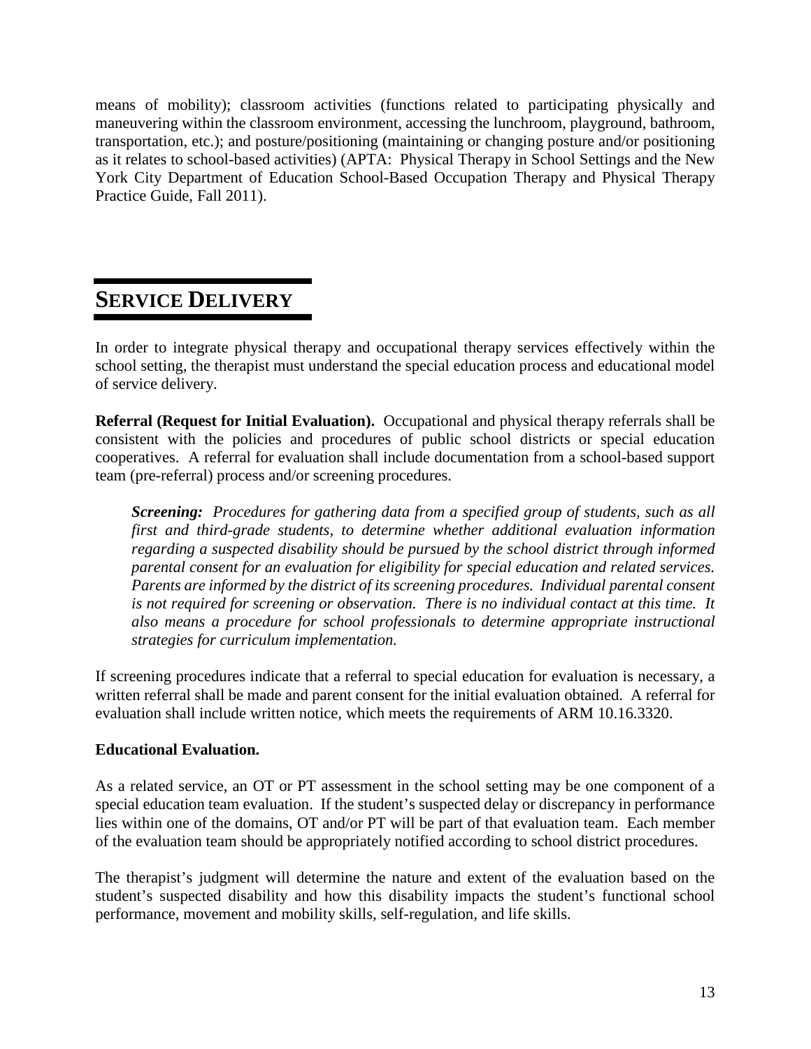means of mobility); classroom activities (functions related to participating physically and maneuvering within the classroom environment, accessing the lunchroom, playground, bathroom, transportation, etc.); and posture/positioning (maintaining or changing posture and/or positioning as it relates to school-based activities) (APTA: Physical Therapy in School Settings and the New York City Department of Education School-Based Occupation Therapy and Physical Therapy Practice Guide, Fall 2011).

## SERVICE DELIVERY

In order to integrate physical therapy and occupational therapy services effectively within the school setting, the therapist must understand the special education process and educational model of service delivery.

**Referral (Request for Initial Evaluation).** Occupational and physical therapy referrals shall be consistent with the policies and procedures of public school districts or special education cooperatives. A referral for evaluation shall include documentation from a school-based support team (pre-referral) process and/or screening procedures.

> ***Screening:*** *Procedures for gathering data from a specified group of students, such as all first and third-grade students, to determine whether additional evaluation information regarding a suspected disability should be pursued by the school district through informed parental consent for an evaluation for eligibility for special education and related services. Parents are informed by the district of its screening procedures. Individual parental consent is not required for screening or observation. There is no individual contact at this time. It also means a procedure for school professionals to determine appropriate instructional strategies for curriculum implementation.*

If screening procedures indicate that a referral to special education for evaluation is necessary, a written referral shall be made and parent consent for the initial evaluation obtained. A referral for evaluation shall include written notice, which meets the requirements of ARM 10.16.3320.

**Educational Evaluation.**

As a related service, an OT or PT assessment in the school setting may be one component of a special education team evaluation. If the student's suspected delay or discrepancy in performance lies within one of the domains, OT and/or PT will be part of that evaluation team. Each member of the evaluation team should be appropriately notified according to school district procedures.

The therapist's judgment will determine the nature and extent of the evaluation based on the student's suspected disability and how this disability impacts the student's functional school performance, movement and mobility skills, self-regulation, and life skills.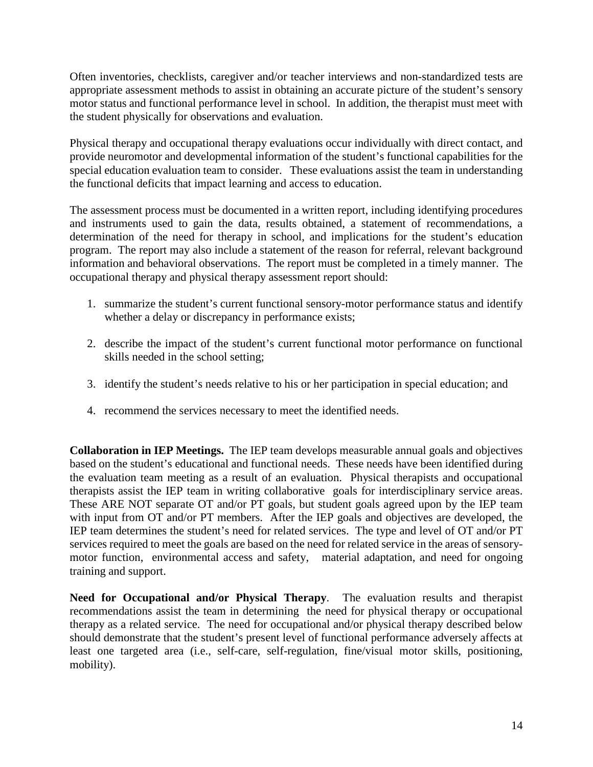Often inventories, checklists, caregiver and/or teacher interviews and non-standardized tests are appropriate assessment methods to assist in obtaining an accurate picture of the student's sensory motor status and functional performance level in school. In addition, the therapist must meet with the student physically for observations and evaluation.

Physical therapy and occupational therapy evaluations occur individually with direct contact, and provide neuromotor and developmental information of the student's functional capabilities for the special education evaluation team to consider. These evaluations assist the team in understanding the functional deficits that impact learning and access to education.

The assessment process must be documented in a written report, including identifying procedures and instruments used to gain the data, results obtained, a statement of recommendations, a determination of the need for therapy in school, and implications for the student's education program. The report may also include a statement of the reason for referral, relevant background information and behavioral observations. The report must be completed in a timely manner. The occupational therapy and physical therapy assessment report should:

1. summarize the student's current functional sensory-motor performance status and identify whether a delay or discrepancy in performance exists;
2. describe the impact of the student's current functional motor performance on functional skills needed in the school setting;
3. identify the student's needs relative to his or her participation in special education; and
4. recommend the services necessary to meet the identified needs.

**Collaboration in IEP Meetings.** The IEP team develops measurable annual goals and objectives based on the student's educational and functional needs. These needs have been identified during the evaluation team meeting as a result of an evaluation. Physical therapists and occupational therapists assist the IEP team in writing collaborative goals for interdisciplinary service areas. These ARE NOT separate OT and/or PT goals, but student goals agreed upon by the IEP team with input from OT and/or PT members. After the IEP goals and objectives are developed, the IEP team determines the student's need for related services. The type and level of OT and/or PT services required to meet the goals are based on the need for related service in the areas of sensory-motor function, environmental access and safety, material adaptation, and need for ongoing training and support.

**Need for Occupational and/or Physical Therapy**. The evaluation results and therapist recommendations assist the team in determining the need for physical therapy or occupational therapy as a related service. The need for occupational and/or physical therapy described below should demonstrate that the student's present level of functional performance adversely affects at least one targeted area (i.e., self-care, self-regulation, fine/visual motor skills, positioning, mobility).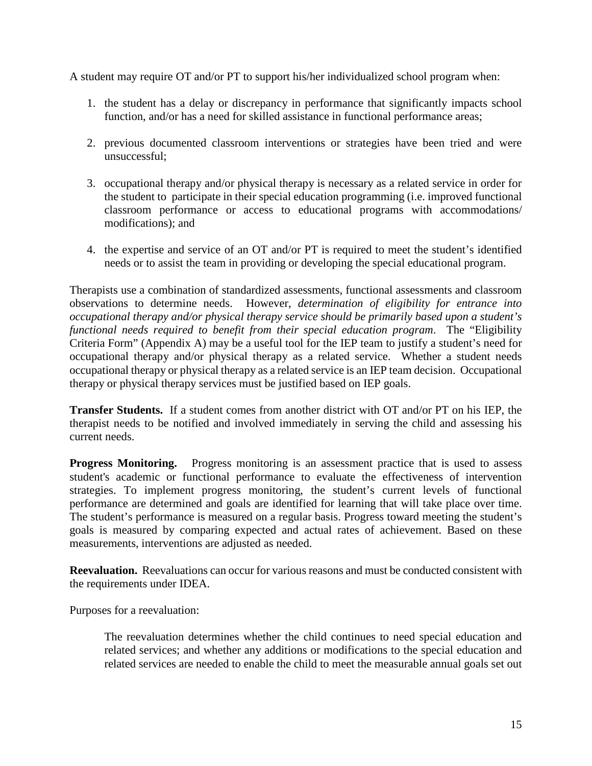A student may require OT and/or PT to support his/her individualized school program when:

1. the student has a delay or discrepancy in performance that significantly impacts school function, and/or has a need for skilled assistance in functional performance areas;

2. previous documented classroom interventions or strategies have been tried and were unsuccessful;

3. occupational therapy and/or physical therapy is necessary as a related service in order for the student to participate in their special education programming (i.e. improved functional classroom performance or access to educational programs with accommodations/ modifications); and

4. the expertise and service of an OT and/or PT is required to meet the student's identified needs or to assist the team in providing or developing the special educational program.

Therapists use a combination of standardized assessments, functional assessments and classroom observations to determine needs. However, *determination of eligibility for entrance into occupational therapy and/or physical therapy service should be primarily based upon a student's functional needs required to benefit from their special education program*. The "Eligibility Criteria Form" (Appendix A) may be a useful tool for the IEP team to justify a student's need for occupational therapy and/or physical therapy as a related service. Whether a student needs occupational therapy or physical therapy as a related service is an IEP team decision. Occupational therapy or physical therapy services must be justified based on IEP goals.

**Transfer Students.** If a student comes from another district with OT and/or PT on his IEP, the therapist needs to be notified and involved immediately in serving the child and assessing his current needs.

**Progress Monitoring.** Progress monitoring is an assessment practice that is used to assess student's academic or functional performance to evaluate the effectiveness of intervention strategies. To implement progress monitoring, the student's current levels of functional performance are determined and goals are identified for learning that will take place over time. The student's performance is measured on a regular basis. Progress toward meeting the student's goals is measured by comparing expected and actual rates of achievement. Based on these measurements, interventions are adjusted as needed.

**Reevaluation.** Reevaluations can occur for various reasons and must be conducted consistent with the requirements under IDEA.

Purposes for a reevaluation:

> The reevaluation determines whether the child continues to need special education and related services; and whether any additions or modifications to the special education and related services are needed to enable the child to meet the measurable annual goals set out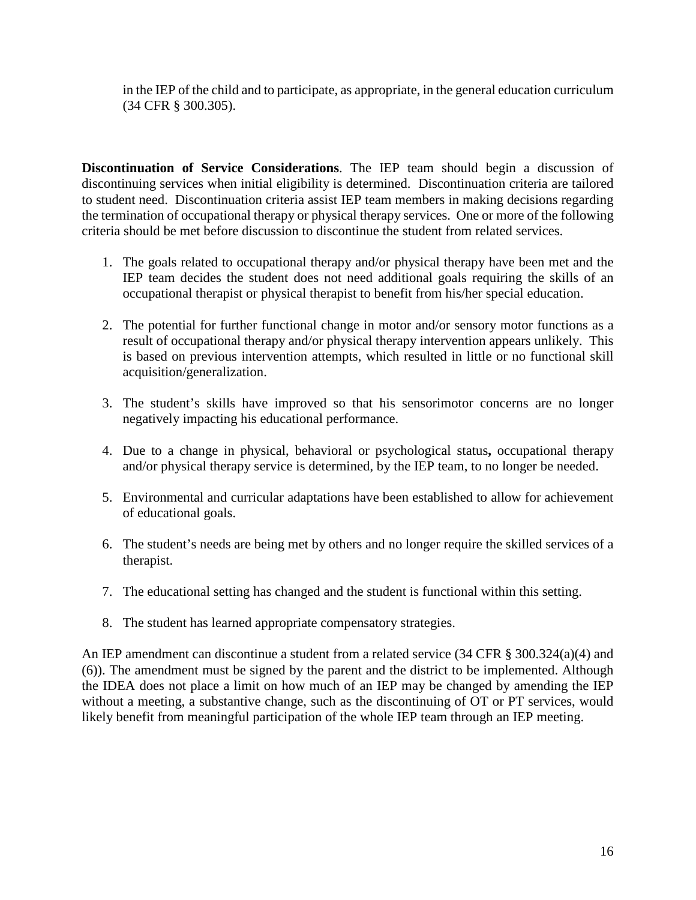in the IEP of the child and to participate, as appropriate, in the general education curriculum (34 CFR § 300.305).

**Discontinuation of Service Considerations**. The IEP team should begin a discussion of discontinuing services when initial eligibility is determined. Discontinuation criteria are tailored to student need. Discontinuation criteria assist IEP team members in making decisions regarding the termination of occupational therapy or physical therapy services. One or more of the following criteria should be met before discussion to discontinue the student from related services.

1. The goals related to occupational therapy and/or physical therapy have been met and the IEP team decides the student does not need additional goals requiring the skills of an occupational therapist or physical therapist to benefit from his/her special education.

2. The potential for further functional change in motor and/or sensory motor functions as a result of occupational therapy and/or physical therapy intervention appears unlikely. This is based on previous intervention attempts, which resulted in little or no functional skill acquisition/generalization.

3. The student's skills have improved so that his sensorimotor concerns are no longer negatively impacting his educational performance.

4. Due to a change in physical, behavioral or psychological status**,** occupational therapy and/or physical therapy service is determined, by the IEP team, to no longer be needed.

5. Environmental and curricular adaptations have been established to allow for achievement of educational goals.

6. The student's needs are being met by others and no longer require the skilled services of a therapist.

7. The educational setting has changed and the student is functional within this setting.

8. The student has learned appropriate compensatory strategies.

An IEP amendment can discontinue a student from a related service (34 CFR § 300.324(a)(4) and (6)). The amendment must be signed by the parent and the district to be implemented. Although the IDEA does not place a limit on how much of an IEP may be changed by amending the IEP without a meeting, a substantive change, such as the discontinuing of OT or PT services, would likely benefit from meaningful participation of the whole IEP team through an IEP meeting.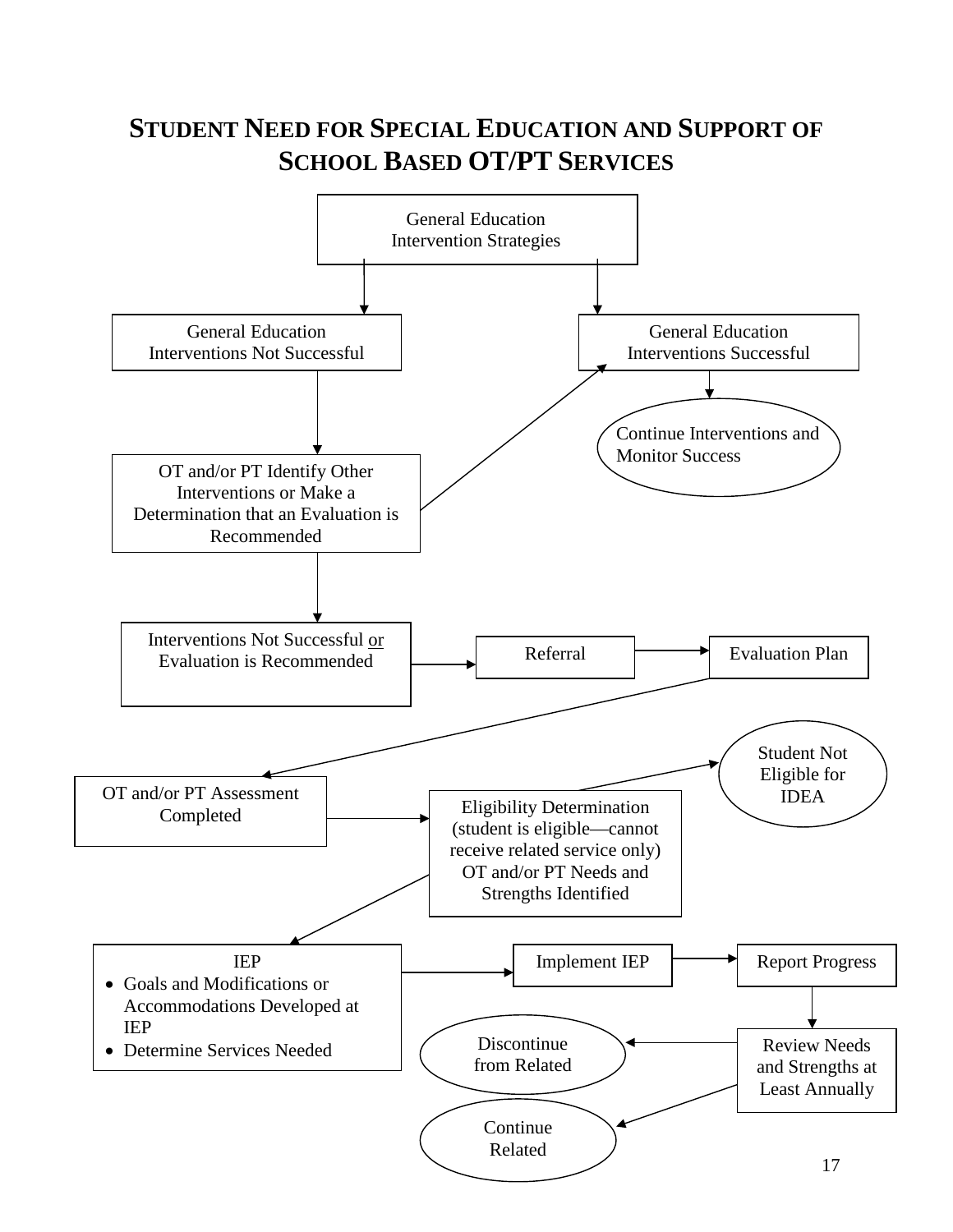# STUDENT NEED FOR SPECIAL EDUCATION AND SUPPORT OF SCHOOL BASED OT/PT SERVICES

General Education Intervention Strategies

General Education Interventions Not Successful

General Education Interventions Successful

Continue Interventions and Monitor Success

OT and/or PT Identify Other Interventions or Make a Determination that an Evaluation is Recommended

Interventions Not Successful or Evaluation is Recommended

Referral

Evaluation Plan

OT and/or PT Assessment Completed

Eligibility Determination (student is eligible—cannot receive related service only) OT and/or PT Needs and Strengths Identified

Student Not Eligible for IDEA

IEP

- Goals and Modifications or Accommodations Developed at IEP
- Determine Services Needed

Implement IEP

Report Progress

Review Needs and Strengths at Least Annually

Discontinue from Related

Continue Related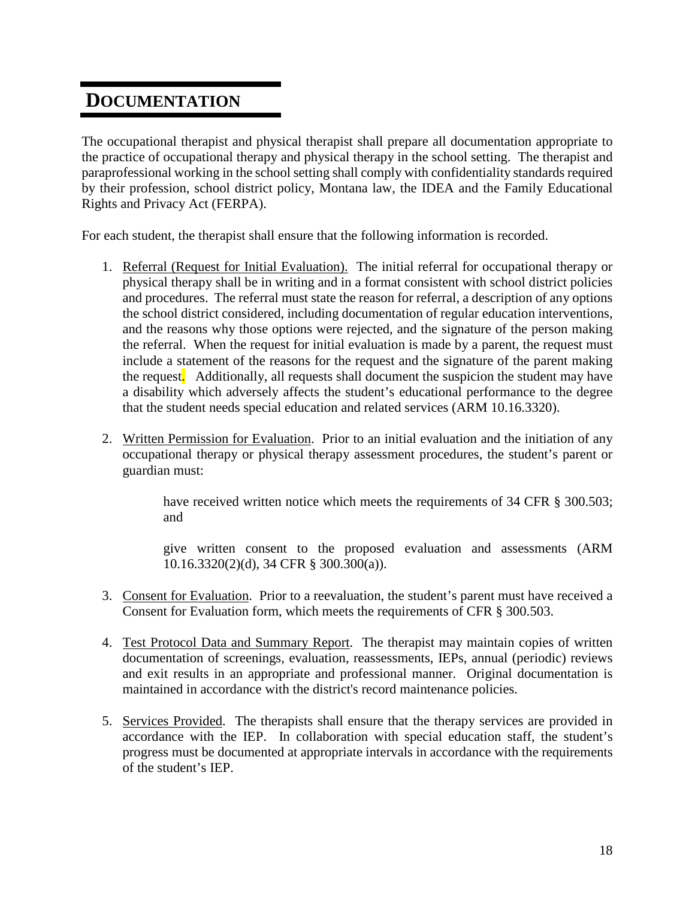# DOCUMENTATION

The occupational therapist and physical therapist shall prepare all documentation appropriate to the practice of occupational therapy and physical therapy in the school setting. The therapist and paraprofessional working in the school setting shall comply with confidentiality standards required by their profession, school district policy, Montana law, the IDEA and the Family Educational Rights and Privacy Act (FERPA).

For each student, the therapist shall ensure that the following information is recorded.

1. Referral (Request for Initial Evaluation). The initial referral for occupational therapy or physical therapy shall be in writing and in a format consistent with school district policies and procedures. The referral must state the reason for referral, a description of any options the school district considered, including documentation of regular education interventions, and the reasons why those options were rejected, and the signature of the person making the referral. When the request for initial evaluation is made by a parent, the request must include a statement of the reasons for the request and the signature of the parent making the request. Additionally, all requests shall document the suspicion the student may have a disability which adversely affects the student's educational performance to the degree that the student needs special education and related services (ARM 10.16.3320).

2. Written Permission for Evaluation. Prior to an initial evaluation and the initiation of any occupational therapy or physical therapy assessment procedures, the student's parent or guardian must:

   have received written notice which meets the requirements of 34 CFR § 300.503; and

   give written consent to the proposed evaluation and assessments (ARM 10.16.3320(2)(d), 34 CFR § 300.300(a)).

3. Consent for Evaluation. Prior to a reevaluation, the student's parent must have received a Consent for Evaluation form, which meets the requirements of CFR § 300.503.

4. Test Protocol Data and Summary Report. The therapist may maintain copies of written documentation of screenings, evaluation, reassessments, IEPs, annual (periodic) reviews and exit results in an appropriate and professional manner. Original documentation is maintained in accordance with the district's record maintenance policies.

5. Services Provided. The therapists shall ensure that the therapy services are provided in accordance with the IEP. In collaboration with special education staff, the student's progress must be documented at appropriate intervals in accordance with the requirements of the student's IEP.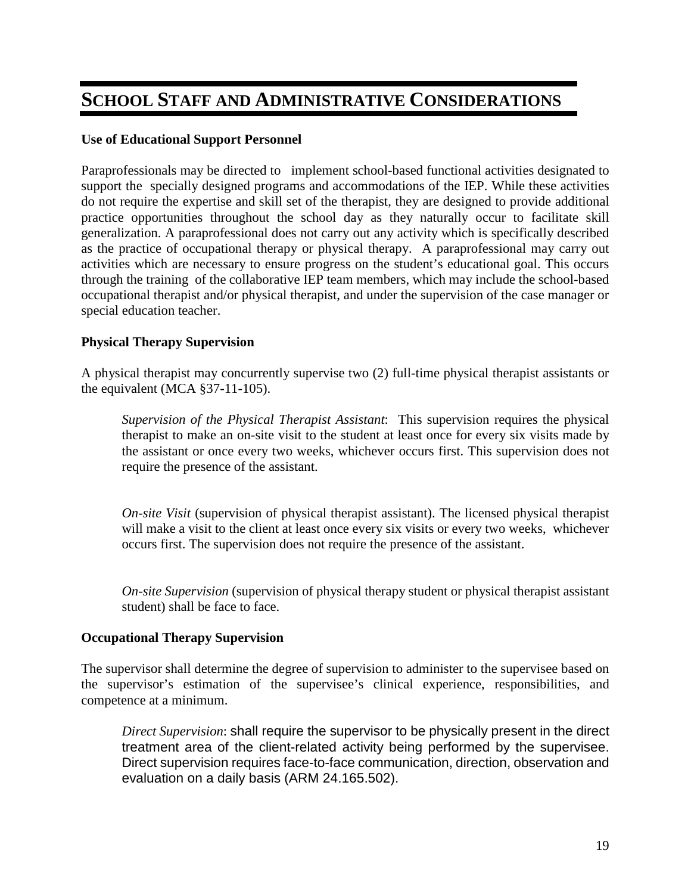# School Staff and Administrative Considerations

**Use of Educational Support Personnel**

Paraprofessionals may be directed to implement school-based functional activities designated to support the specially designed programs and accommodations of the IEP. While these activities do not require the expertise and skill set of the therapist, they are designed to provide additional practice opportunities throughout the school day as they naturally occur to facilitate skill generalization. A paraprofessional does not carry out any activity which is specifically described as the practice of occupational therapy or physical therapy. A paraprofessional may carry out activities which are necessary to ensure progress on the student's educational goal. This occurs through the training of the collaborative IEP team members, which may include the school-based occupational therapist and/or physical therapist, and under the supervision of the case manager or special education teacher.

**Physical Therapy Supervision**

A physical therapist may concurrently supervise two (2) full-time physical therapist assistants or the equivalent (MCA §37-11-105).

> *Supervision of the Physical Therapist Assistant*: This supervision requires the physical therapist to make an on-site visit to the student at least once for every six visits made by the assistant or once every two weeks, whichever occurs first. This supervision does not require the presence of the assistant.
>
> *On-site Visit* (supervision of physical therapist assistant). The licensed physical therapist will make a visit to the client at least once every six visits or every two weeks, whichever occurs first. The supervision does not require the presence of the assistant.
>
> *On-site Supervision* (supervision of physical therapy student or physical therapist assistant student) shall be face to face.

**Occupational Therapy Supervision**

The supervisor shall determine the degree of supervision to administer to the supervisee based on the supervisor's estimation of the supervisee's clinical experience, responsibilities, and competence at a minimum.

> *Direct Supervision*: shall require the supervisor to be physically present in the direct treatment area of the client-related activity being performed by the supervisee. Direct supervision requires face-to-face communication, direction, observation and evaluation on a daily basis (ARM 24.165.502).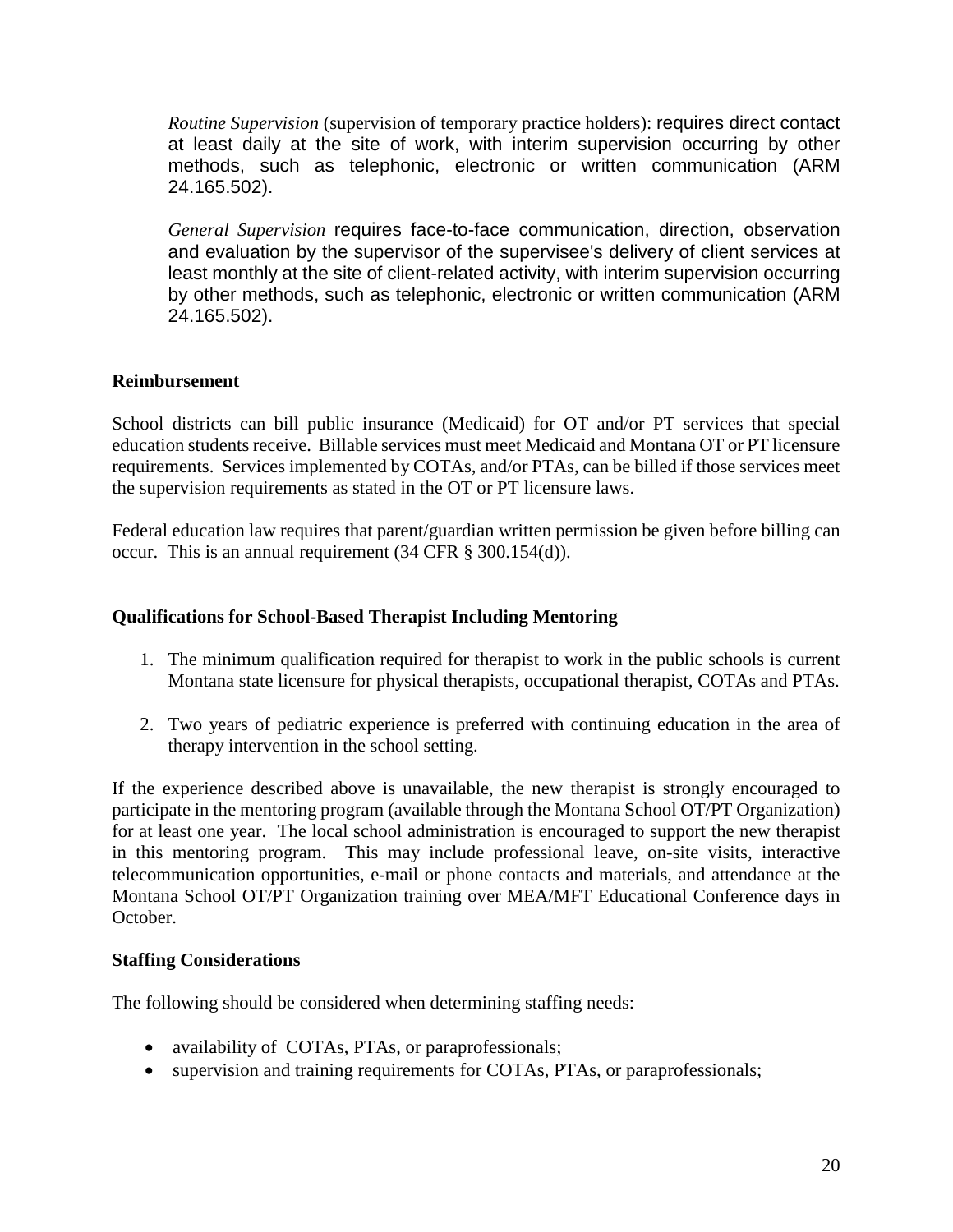*Routine Supervision* (supervision of temporary practice holders): requires direct contact at least daily at the site of work, with interim supervision occurring by other methods, such as telephonic, electronic or written communication (ARM 24.165.502).

*General Supervision* requires face-to-face communication, direction, observation and evaluation by the supervisor of the supervisee's delivery of client services at least monthly at the site of client-related activity, with interim supervision occurring by other methods, such as telephonic, electronic or written communication (ARM 24.165.502).

**Reimbursement**

School districts can bill public insurance (Medicaid) for OT and/or PT services that special education students receive. Billable services must meet Medicaid and Montana OT or PT licensure requirements. Services implemented by COTAs, and/or PTAs, can be billed if those services meet the supervision requirements as stated in the OT or PT licensure laws.

Federal education law requires that parent/guardian written permission be given before billing can occur. This is an annual requirement (34 CFR § 300.154(d)).

**Qualifications for School-Based Therapist Including Mentoring**

1. The minimum qualification required for therapist to work in the public schools is current Montana state licensure for physical therapists, occupational therapist, COTAs and PTAs.
2. Two years of pediatric experience is preferred with continuing education in the area of therapy intervention in the school setting.

If the experience described above is unavailable, the new therapist is strongly encouraged to participate in the mentoring program (available through the Montana School OT/PT Organization) for at least one year. The local school administration is encouraged to support the new therapist in this mentoring program. This may include professional leave, on-site visits, interactive telecommunication opportunities, e-mail or phone contacts and materials, and attendance at the Montana School OT/PT Organization training over MEA/MFT Educational Conference days in October.

**Staffing Considerations**

The following should be considered when determining staffing needs:

- availability of COTAs, PTAs, or paraprofessionals;
- supervision and training requirements for COTAs, PTAs, or paraprofessionals;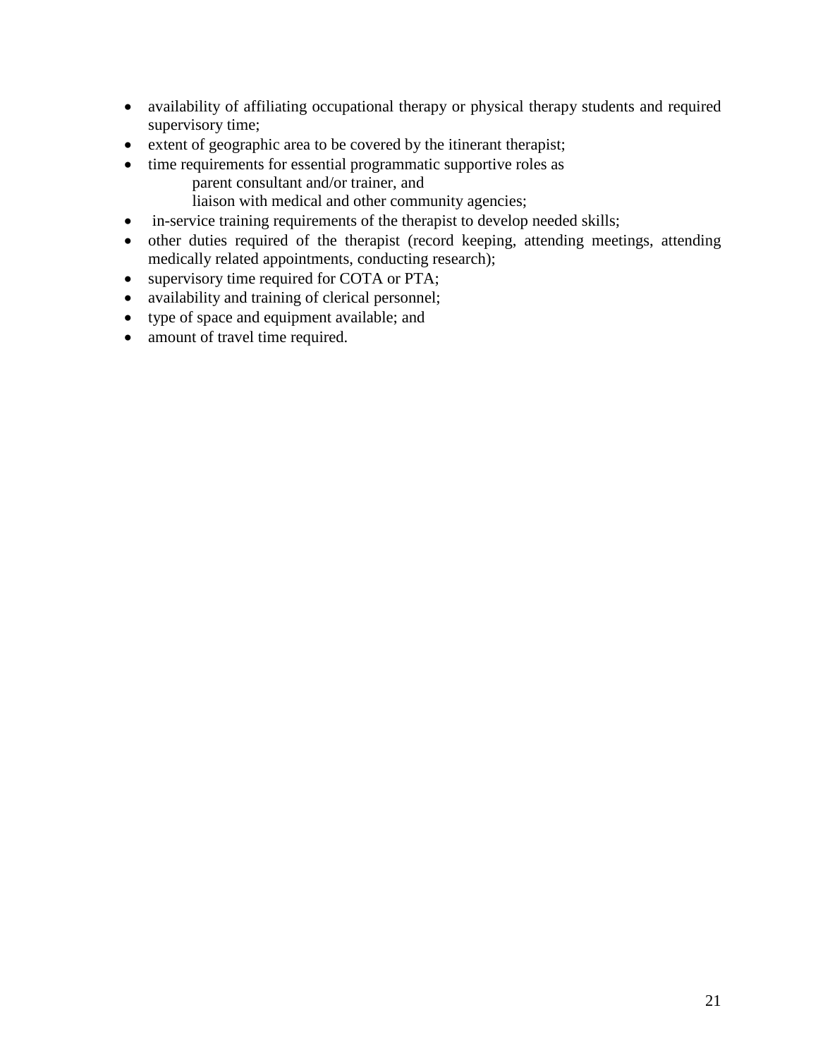- availability of affiliating occupational therapy or physical therapy students and required supervisory time;
- extent of geographic area to be covered by the itinerant therapist;
- time requirements for essential programmatic supportive roles as
  - parent consultant and/or trainer, and
  - liaison with medical and other community agencies;
- in-service training requirements of the therapist to develop needed skills;
- other duties required of the therapist (record keeping, attending meetings, attending medically related appointments, conducting research);
- supervisory time required for COTA or PTA;
- availability and training of clerical personnel;
- type of space and equipment available; and
- amount of travel time required.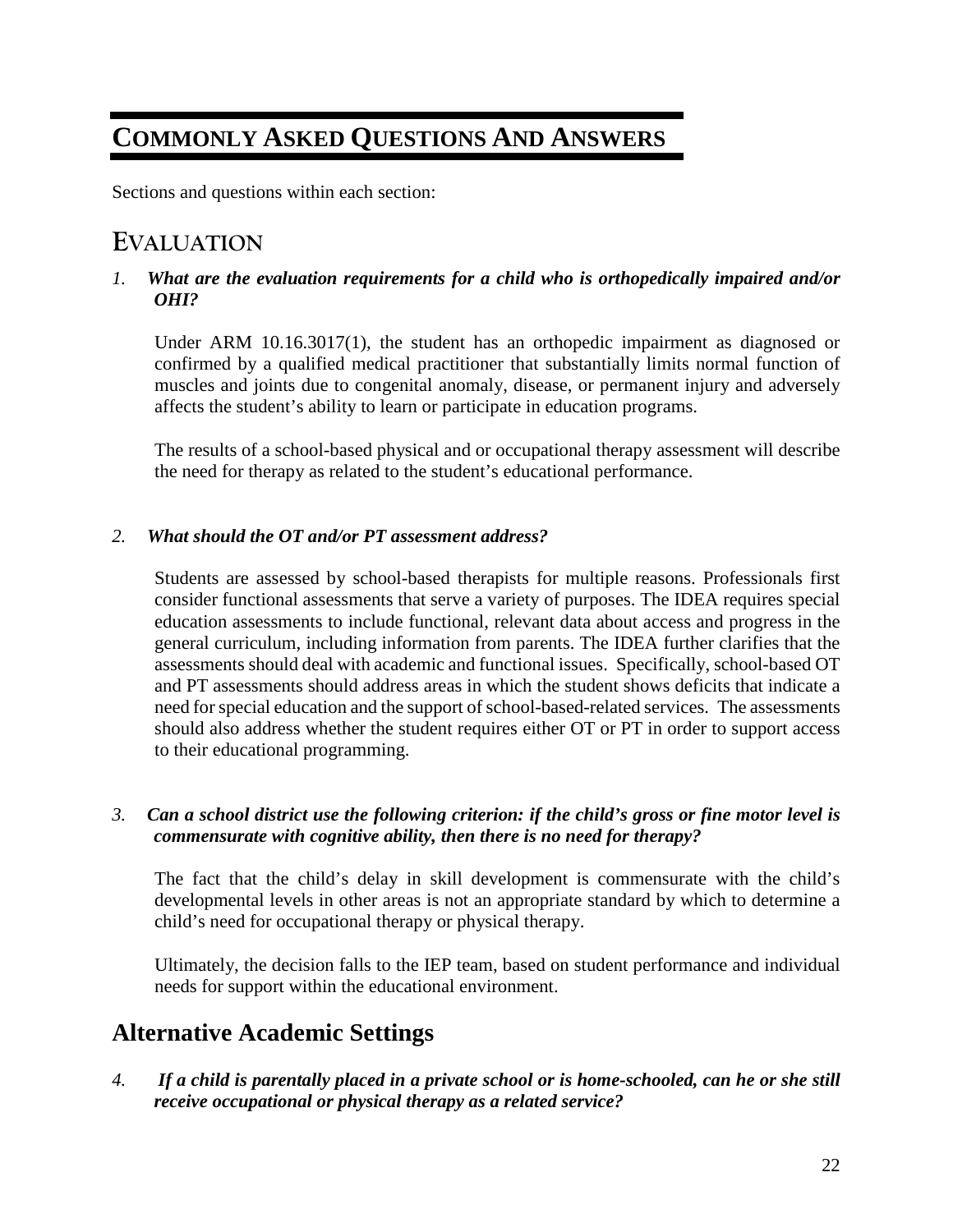# COMMONLY ASKED QUESTIONS AND ANSWERS

Sections and questions within each section:

## EVALUATION

*1.* ***What are the evaluation requirements for a child who is orthopedically impaired and/or OHI?***

Under ARM 10.16.3017(1), the student has an orthopedic impairment as diagnosed or confirmed by a qualified medical practitioner that substantially limits normal function of muscles and joints due to congenital anomaly, disease, or permanent injury and adversely affects the student's ability to learn or participate in education programs.

The results of a school-based physical and or occupational therapy assessment will describe the need for therapy as related to the student's educational performance.

*2.* ***What should the OT and/or PT assessment address?***

Students are assessed by school-based therapists for multiple reasons. Professionals first consider functional assessments that serve a variety of purposes. The IDEA requires special education assessments to include functional, relevant data about access and progress in the general curriculum, including information from parents. The IDEA further clarifies that the assessments should deal with academic and functional issues. Specifically, school-based OT and PT assessments should address areas in which the student shows deficits that indicate a need for special education and the support of school-based-related services. The assessments should also address whether the student requires either OT or PT in order to support access to their educational programming.

*3.* ***Can a school district use the following criterion: if the child's gross or fine motor level is commensurate with cognitive ability, then there is no need for therapy?***

The fact that the child's delay in skill development is commensurate with the child's developmental levels in other areas is not an appropriate standard by which to determine a child's need for occupational therapy or physical therapy.

Ultimately, the decision falls to the IEP team, based on student performance and individual needs for support within the educational environment.

## Alternative Academic Settings

*4.* ***If a child is parentally placed in a private school or is home-schooled, can he or she still receive occupational or physical therapy as a related service?***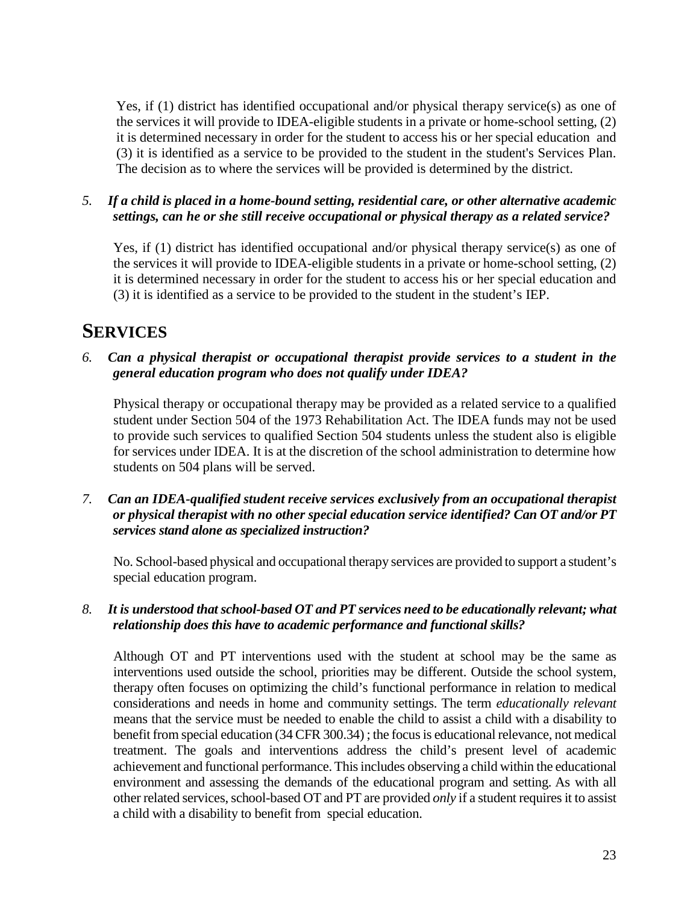Yes, if (1) district has identified occupational and/or physical therapy service(s) as one of the services it will provide to IDEA-eligible students in a private or home-school setting, (2) it is determined necessary in order for the student to access his or her special education and (3) it is identified as a service to be provided to the student in the student's Services Plan. The decision as to where the services will be provided is determined by the district.

*5. **If a child is placed in a home-bound setting, residential care, or other alternative academic settings, can he or she still receive occupational or physical therapy as a related service?***

Yes, if (1) district has identified occupational and/or physical therapy service(s) as one of the services it will provide to IDEA-eligible students in a private or home-school setting, (2) it is determined necessary in order for the student to access his or her special education and (3) it is identified as a service to be provided to the student in the student's IEP.

## SERVICES

*6. **Can a physical therapist or occupational therapist provide services to a student in the general education program who does not qualify under IDEA?***

Physical therapy or occupational therapy may be provided as a related service to a qualified student under Section 504 of the 1973 Rehabilitation Act. The IDEA funds may not be used to provide such services to qualified Section 504 students unless the student also is eligible for services under IDEA. It is at the discretion of the school administration to determine how students on 504 plans will be served.

*7. **Can an IDEA-qualified student receive services exclusively from an occupational therapist or physical therapist with no other special education service identified? Can OT and/or PT services stand alone as specialized instruction?***

No. School-based physical and occupational therapy services are provided to support a student's special education program.

*8. **It is understood that school-based OT and PT services need to be educationally relevant; what relationship does this have to academic performance and functional skills?***

Although OT and PT interventions used with the student at school may be the same as interventions used outside the school, priorities may be different. Outside the school system, therapy often focuses on optimizing the child's functional performance in relation to medical considerations and needs in home and community settings. The term *educationally relevant* means that the service must be needed to enable the child to assist a child with a disability to benefit from special education (34 CFR 300.34) ; the focus is educational relevance, not medical treatment. The goals and interventions address the child's present level of academic achievement and functional performance. This includes observing a child within the educational environment and assessing the demands of the educational program and setting. As with all other related services, school-based OT and PT are provided *only* if a student requires it to assist a child with a disability to benefit from special education.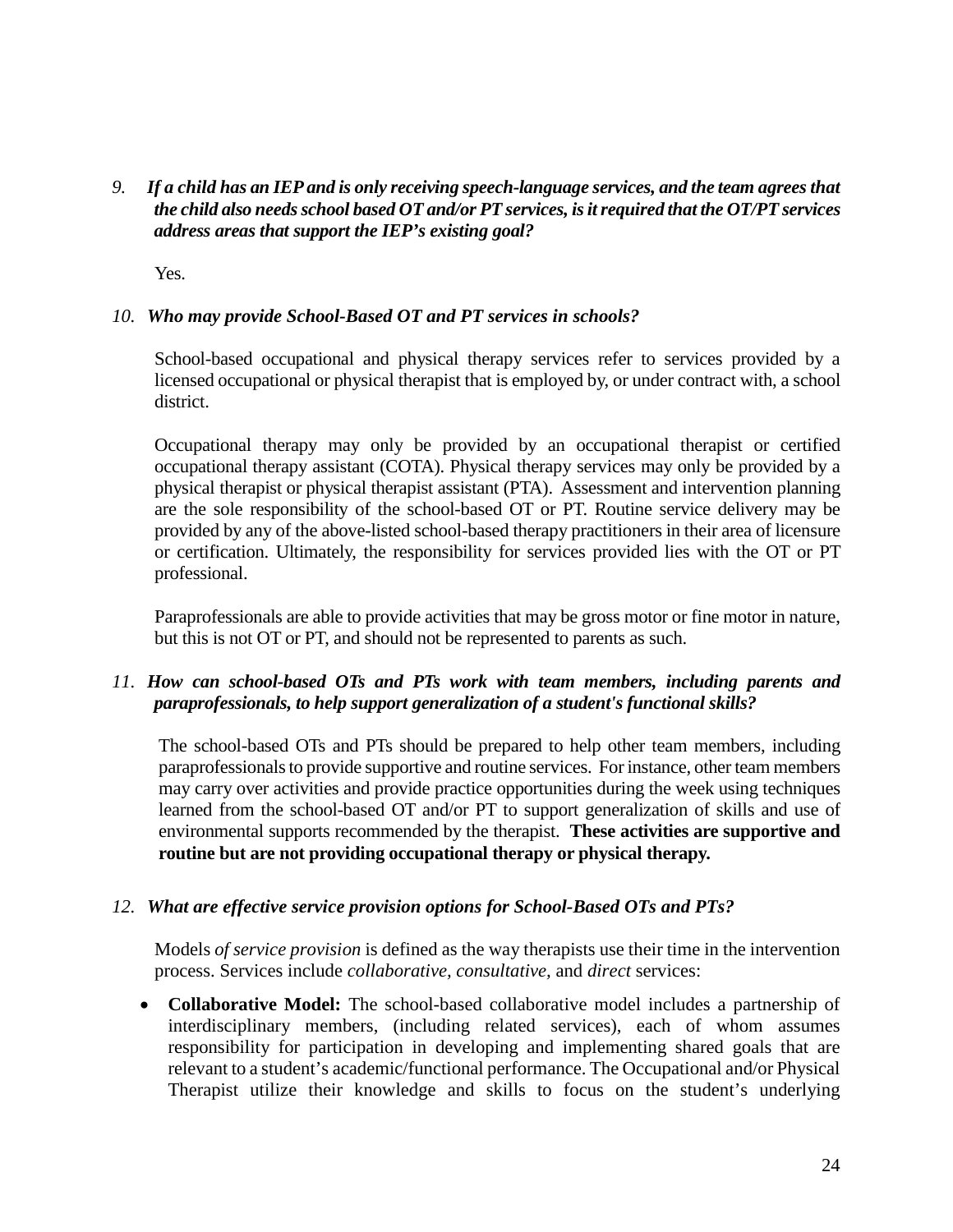*9. **If a child has an IEP and is only receiving speech-language services, and the team agrees that the child also needs school based OT and/or PT services, is it required that the OT/PT services address areas that support the IEP's existing goal?***

Yes.

*10. **Who may provide School-Based OT and PT services in schools?***

School-based occupational and physical therapy services refer to services provided by a licensed occupational or physical therapist that is employed by, or under contract with, a school district.

Occupational therapy may only be provided by an occupational therapist or certified occupational therapy assistant (COTA). Physical therapy services may only be provided by a physical therapist or physical therapist assistant (PTA). Assessment and intervention planning are the sole responsibility of the school-based OT or PT. Routine service delivery may be provided by any of the above-listed school-based therapy practitioners in their area of licensure or certification. Ultimately, the responsibility for services provided lies with the OT or PT professional.

Paraprofessionals are able to provide activities that may be gross motor or fine motor in nature, but this is not OT or PT, and should not be represented to parents as such.

*11. **How can school-based OTs and PTs work with team members, including parents and paraprofessionals, to help support generalization of a student's functional skills?***

The school-based OTs and PTs should be prepared to help other team members, including paraprofessionals to provide supportive and routine services. For instance, other team members may carry over activities and provide practice opportunities during the week using techniques learned from the school-based OT and/or PT to support generalization of skills and use of environmental supports recommended by the therapist. **These activities are supportive and routine but are not providing occupational therapy or physical therapy.**

*12. **What are effective service provision options for School-Based OTs and PTs?***

Models *of service provision* is defined as the way therapists use their time in the intervention process. Services include *collaborative, consultative,* and *direct* services:

- **Collaborative Model:** The school-based collaborative model includes a partnership of interdisciplinary members, (including related services), each of whom assumes responsibility for participation in developing and implementing shared goals that are relevant to a student's academic/functional performance. The Occupational and/or Physical Therapist utilize their knowledge and skills to focus on the student's underlying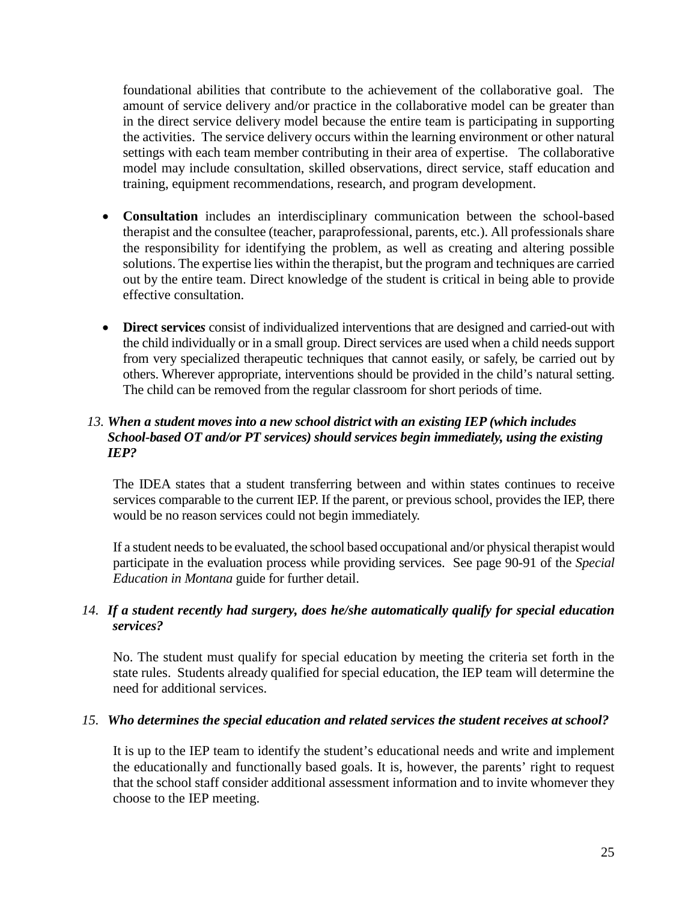foundational abilities that contribute to the achievement of the collaborative goal. The amount of service delivery and/or practice in the collaborative model can be greater than in the direct service delivery model because the entire team is participating in supporting the activities. The service delivery occurs within the learning environment or other natural settings with each team member contributing in their area of expertise. The collaborative model may include consultation, skilled observations, direct service, staff education and training, equipment recommendations, research, and program development.

- **Consultation** includes an interdisciplinary communication between the school-based therapist and the consultee (teacher, paraprofessional, parents, etc.). All professionals share the responsibility for identifying the problem, as well as creating and altering possible solutions. The expertise lies within the therapist, but the program and techniques are carried out by the entire team. Direct knowledge of the student is critical in being able to provide effective consultation.

- **Direct services** consist of individualized interventions that are designed and carried-out with the child individually or in a small group. Direct services are used when a child needs support from very specialized therapeutic techniques that cannot easily, or safely, be carried out by others. Wherever appropriate, interventions should be provided in the child's natural setting. The child can be removed from the regular classroom for short periods of time.

*13. **When a student moves into a new school district with an existing IEP (which includes School-based OT and/or PT services) should services begin immediately, using the existing IEP?***

The IDEA states that a student transferring between and within states continues to receive services comparable to the current IEP. If the parent, or previous school, provides the IEP, there would be no reason services could not begin immediately.

If a student needs to be evaluated, the school based occupational and/or physical therapist would participate in the evaluation process while providing services. See page 90-91 of the *Special Education in Montana* guide for further detail.

*14. **If a student recently had surgery, does he/she automatically qualify for special education services?***

No. The student must qualify for special education by meeting the criteria set forth in the state rules. Students already qualified for special education, the IEP team will determine the need for additional services.

*15. **Who determines the special education and related services the student receives at school?***

It is up to the IEP team to identify the student's educational needs and write and implement the educationally and functionally based goals. It is, however, the parents' right to request that the school staff consider additional assessment information and to invite whomever they choose to the IEP meeting.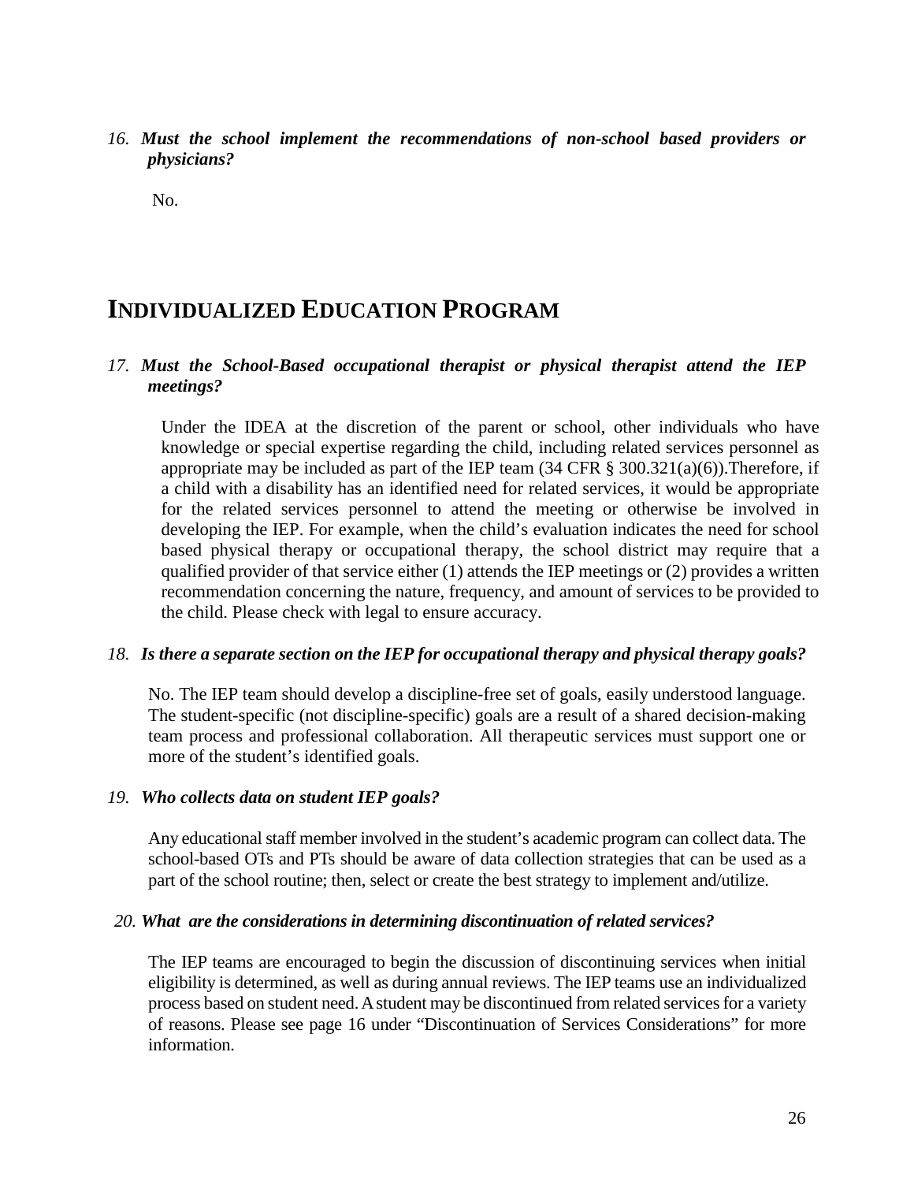16. ***Must the school implement the recommendations of non-school based providers or physicians?***

No.

## INDIVIDUALIZED EDUCATION PROGRAM

17. ***Must the School-Based occupational therapist or physical therapist attend the IEP meetings?***

Under the IDEA at the discretion of the parent or school, other individuals who have knowledge or special expertise regarding the child, including related services personnel as appropriate may be included as part of the IEP team (34 CFR § 300.321(a)(6)).Therefore, if a child with a disability has an identified need for related services, it would be appropriate for the related services personnel to attend the meeting or otherwise be involved in developing the IEP. For example, when the child's evaluation indicates the need for school based physical therapy or occupational therapy, the school district may require that a qualified provider of that service either (1) attends the IEP meetings or (2) provides a written recommendation concerning the nature, frequency, and amount of services to be provided to the child. Please check with legal to ensure accuracy.

18. ***Is there a separate section on the IEP for occupational therapy and physical therapy goals?***

No. The IEP team should develop a discipline-free set of goals, easily understood language. The student-specific (not discipline-specific) goals are a result of a shared decision-making team process and professional collaboration. All therapeutic services must support one or more of the student's identified goals.

19. ***Who collects data on student IEP goals?***

Any educational staff member involved in the student's academic program can collect data. The school-based OTs and PTs should be aware of data collection strategies that can be used as a part of the school routine; then, select or create the best strategy to implement and/utilize.

20. ***What are the considerations in determining discontinuation of related services?***

The IEP teams are encouraged to begin the discussion of discontinuing services when initial eligibility is determined, as well as during annual reviews. The IEP teams use an individualized process based on student need. A student may be discontinued from related services for a variety of reasons. Please see page 16 under "Discontinuation of Services Considerations" for more information.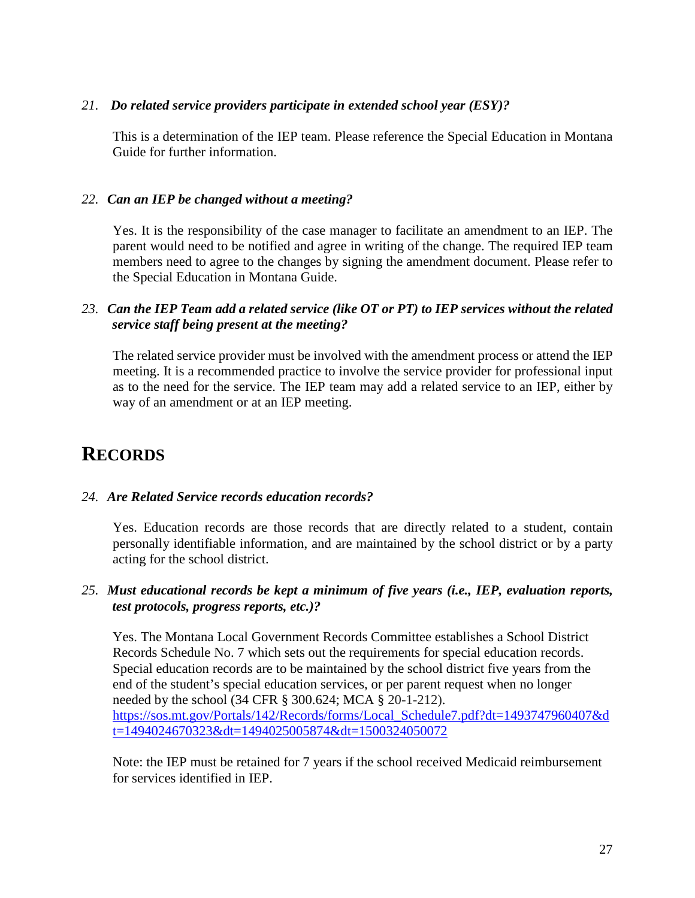*21. **Do related service providers participate in extended school year (ESY)?***

This is a determination of the IEP team. Please reference the Special Education in Montana Guide for further information.

*22. **Can an IEP be changed without a meeting?***

Yes. It is the responsibility of the case manager to facilitate an amendment to an IEP. The parent would need to be notified and agree in writing of the change. The required IEP team members need to agree to the changes by signing the amendment document. Please refer to the Special Education in Montana Guide.

*23. **Can the IEP Team add a related service (like OT or PT) to IEP services without the related service staff being present at the meeting?***

The related service provider must be involved with the amendment process or attend the IEP meeting. It is a recommended practice to involve the service provider for professional input as to the need for the service. The IEP team may add a related service to an IEP, either by way of an amendment or at an IEP meeting.

# RECORDS

*24. **Are Related Service records education records?***

Yes. Education records are those records that are directly related to a student, contain personally identifiable information, and are maintained by the school district or by a party acting for the school district.

*25. **Must educational records be kept a minimum of five years (i.e., IEP, evaluation reports, test protocols, progress reports, etc.)?***

Yes. The Montana Local Government Records Committee establishes a School District Records Schedule No. 7 which sets out the requirements for special education records. Special education records are to be maintained by the school district five years from the end of the student's special education services, or per parent request when no longer needed by the school (34 CFR § 300.624; MCA § 20-1-212).
[https://sos.mt.gov/Portals/142/Records/forms/Local_Schedule7.pdf?dt=1493747960407&dt=1494024670323&dt=1494025005874&dt=1500324050072](https://sos.mt.gov/Portals/142/Records/forms/Local_Schedule7.pdf?dt=1493747960407&dt=1494024670323&dt=1494025005874&dt=1500324050072)

Note: the IEP must be retained for 7 years if the school received Medicaid reimbursement for services identified in IEP.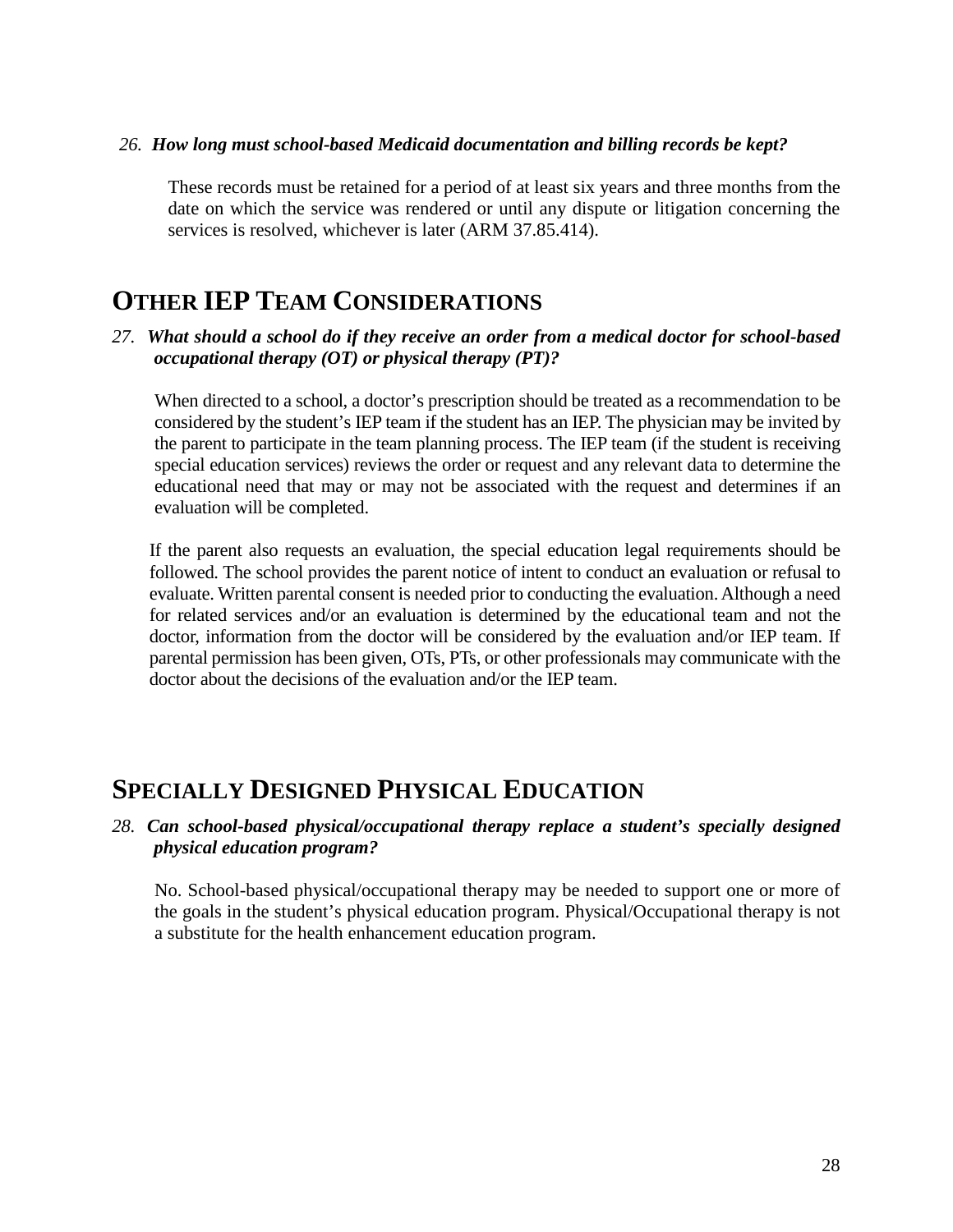26. ***How long must school-based Medicaid documentation and billing records be kept?***

These records must be retained for a period of at least six years and three months from the date on which the service was rendered or until any dispute or litigation concerning the services is resolved, whichever is later (ARM 37.85.414).

## OTHER IEP TEAM CONSIDERATIONS

27. ***What should a school do if they receive an order from a medical doctor for school-based occupational therapy (OT) or physical therapy (PT)?***

When directed to a school, a doctor's prescription should be treated as a recommendation to be considered by the student's IEP team if the student has an IEP. The physician may be invited by the parent to participate in the team planning process. The IEP team (if the student is receiving special education services) reviews the order or request and any relevant data to determine the educational need that may or may not be associated with the request and determines if an evaluation will be completed.

If the parent also requests an evaluation, the special education legal requirements should be followed. The school provides the parent notice of intent to conduct an evaluation or refusal to evaluate. Written parental consent is needed prior to conducting the evaluation. Although a need for related services and/or an evaluation is determined by the educational team and not the doctor, information from the doctor will be considered by the evaluation and/or IEP team. If parental permission has been given, OTs, PTs, or other professionals may communicate with the doctor about the decisions of the evaluation and/or the IEP team.

## SPECIALLY DESIGNED PHYSICAL EDUCATION

28. ***Can school-based physical/occupational therapy replace a student's specially designed physical education program?***

No. School-based physical/occupational therapy may be needed to support one or more of the goals in the student's physical education program. Physical/Occupational therapy is not a substitute for the health enhancement education program.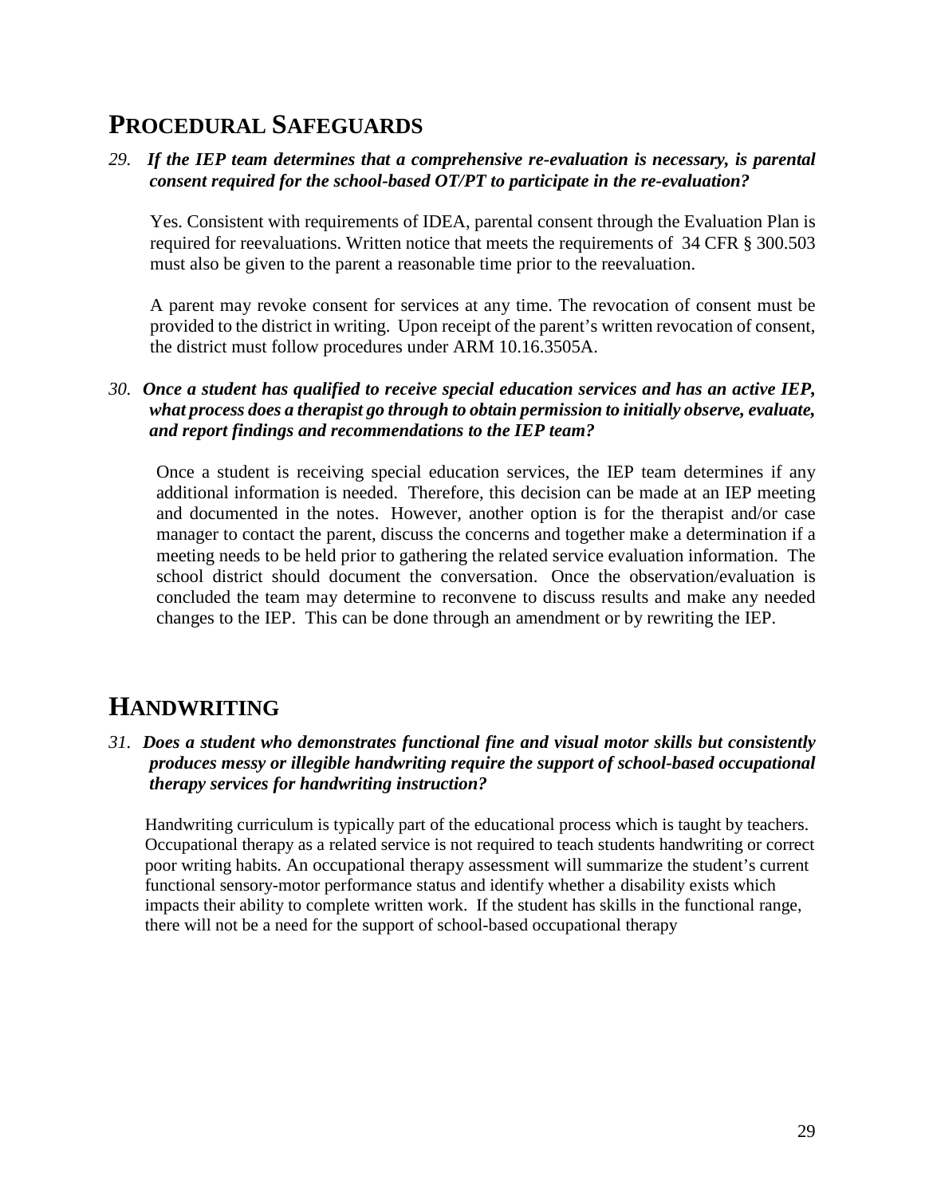## PROCEDURAL SAFEGUARDS

*29. **If the IEP team determines that a comprehensive re-evaluation is necessary, is parental consent required for the school-based OT/PT to participate in the re-evaluation?***

Yes. Consistent with requirements of IDEA, parental consent through the Evaluation Plan is required for reevaluations. Written notice that meets the requirements of 34 CFR § 300.503 must also be given to the parent a reasonable time prior to the reevaluation.

A parent may revoke consent for services at any time. The revocation of consent must be provided to the district in writing. Upon receipt of the parent's written revocation of consent, the district must follow procedures under ARM 10.16.3505A.

*30. **Once a student has qualified to receive special education services and has an active IEP, what process does a therapist go through to obtain permission to initially observe, evaluate, and report findings and recommendations to the IEP team?***

Once a student is receiving special education services, the IEP team determines if any additional information is needed. Therefore, this decision can be made at an IEP meeting and documented in the notes. However, another option is for the therapist and/or case manager to contact the parent, discuss the concerns and together make a determination if a meeting needs to be held prior to gathering the related service evaluation information. The school district should document the conversation. Once the observation/evaluation is concluded the team may determine to reconvene to discuss results and make any needed changes to the IEP. This can be done through an amendment or by rewriting the IEP.

## HANDWRITING

*31. **Does a student who demonstrates functional fine and visual motor skills but consistently produces messy or illegible handwriting require the support of school-based occupational therapy services for handwriting instruction?***

Handwriting curriculum is typically part of the educational process which is taught by teachers. Occupational therapy as a related service is not required to teach students handwriting or correct poor writing habits. An occupational therapy assessment will summarize the student's current functional sensory-motor performance status and identify whether a disability exists which impacts their ability to complete written work. If the student has skills in the functional range, there will not be a need for the support of school-based occupational therapy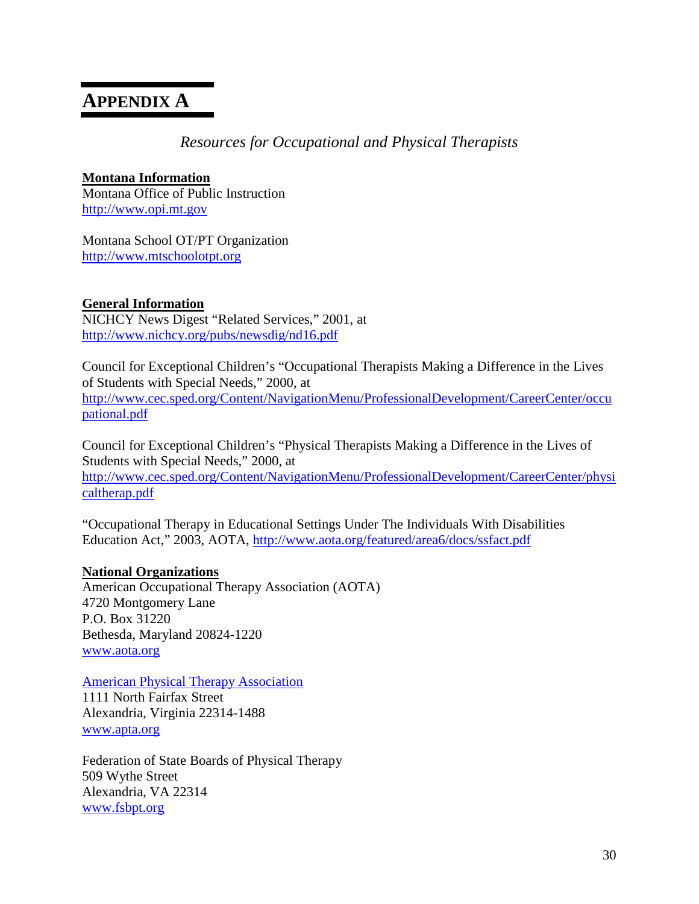# APPENDIX A

*Resources for Occupational and Physical Therapists*

**Montana Information**

Montana Office of Public Instruction
http://www.opi.mt.gov

Montana School OT/PT Organization
http://www.mtschoolotpt.org

**General Information**

NICHCY News Digest "Related Services," 2001, at
http://www.nichcy.org/pubs/newsdig/nd16.pdf

Council for Exceptional Children's "Occupational Therapists Making a Difference in the Lives of Students with Special Needs," 2000, at
http://www.cec.sped.org/Content/NavigationMenu/ProfessionalDevelopment/CareerCenter/occupational.pdf

Council for Exceptional Children's "Physical Therapists Making a Difference in the Lives of Students with Special Needs," 2000, at
http://www.cec.sped.org/Content/NavigationMenu/ProfessionalDevelopment/CareerCenter/physicaltherap.pdf

"Occupational Therapy in Educational Settings Under The Individuals With Disabilities Education Act," 2003, AOTA, http://www.aota.org/featured/area6/docs/ssfact.pdf

**National Organizations**

American Occupational Therapy Association (AOTA)
4720 Montgomery Lane
P.O. Box 31220
Bethesda, Maryland 20824-1220
www.aota.org

American Physical Therapy Association
1111 North Fairfax Street
Alexandria, Virginia 22314-1488
www.apta.org

Federation of State Boards of Physical Therapy
509 Wythe Street
Alexandria, VA 22314
www.fsbpt.org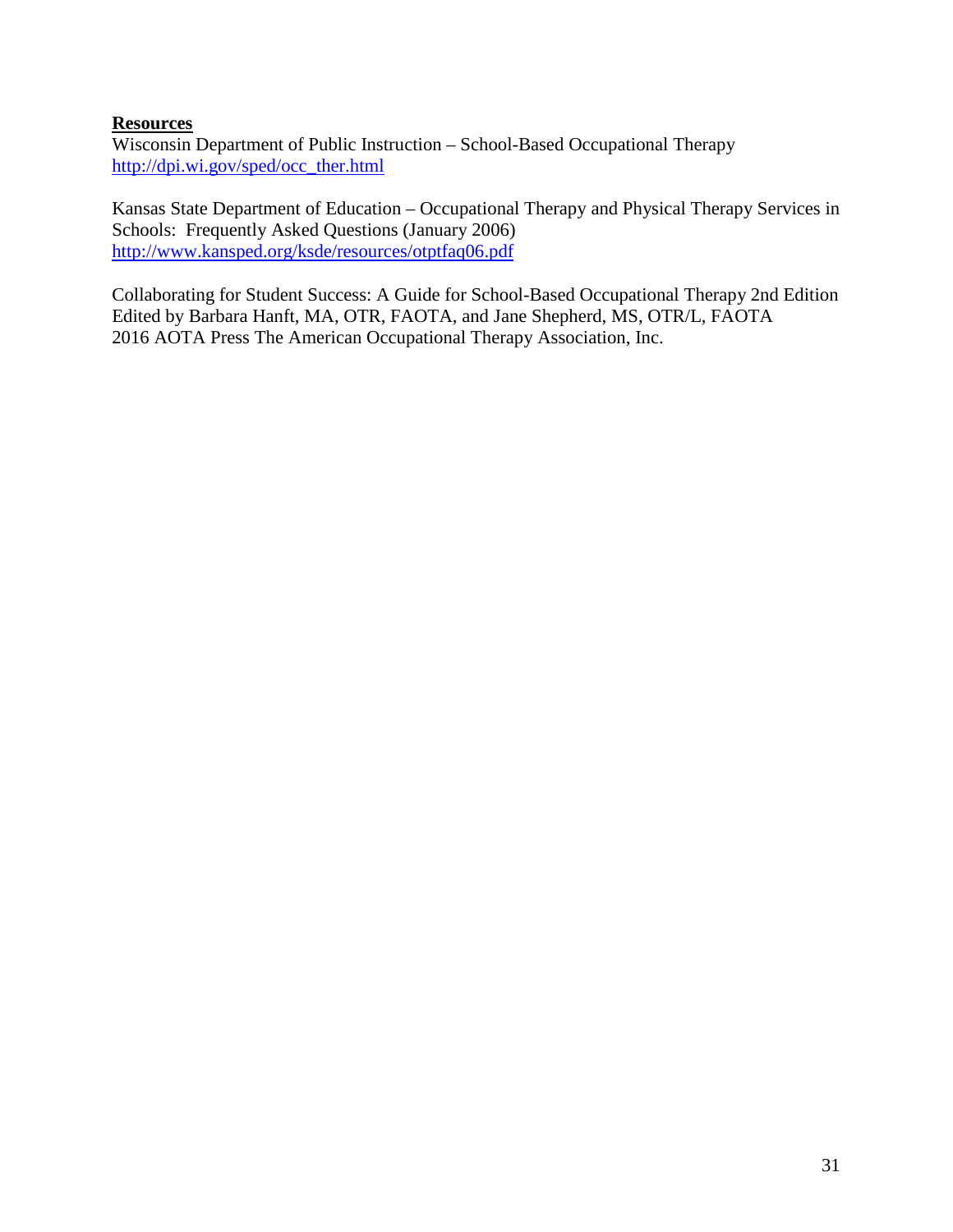**Resources**

Wisconsin Department of Public Instruction – School-Based Occupational Therapy
http://dpi.wi.gov/sped/occ_ther.html

Kansas State Department of Education – Occupational Therapy and Physical Therapy Services in Schools: Frequently Asked Questions (January 2006)
http://www.kansped.org/ksde/resources/otptfaq06.pdf

Collaborating for Student Success: A Guide for School-Based Occupational Therapy 2nd Edition
Edited by Barbara Hanft, MA, OTR, FAOTA, and Jane Shepherd, MS, OTR/L, FAOTA
2016 AOTA Press The American Occupational Therapy Association, Inc.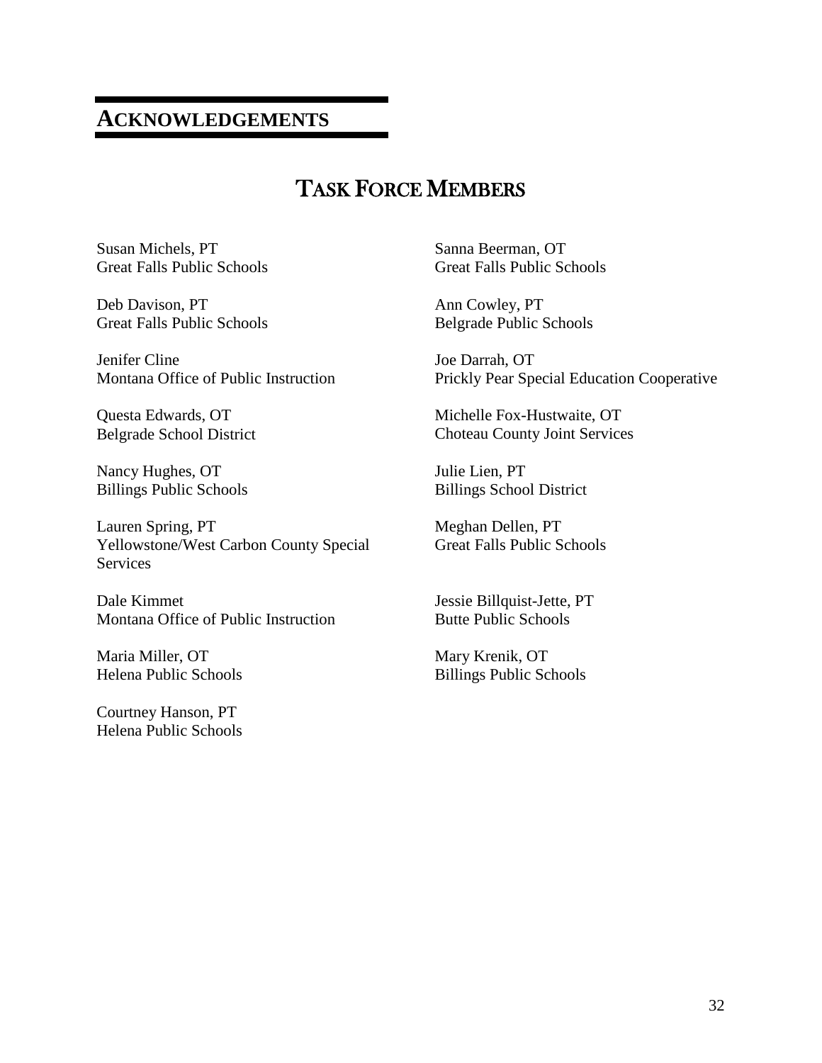# ACKNOWLEDGEMENTS

## TASK FORCE MEMBERS

Susan Michels, PT
Great Falls Public Schools

Deb Davison, PT
Great Falls Public Schools

Jenifer Cline
Montana Office of Public Instruction

Questa Edwards, OT
Belgrade School District

Nancy Hughes, OT
Billings Public Schools

Lauren Spring, PT
Yellowstone/West Carbon County Special Services

Dale Kimmet
Montana Office of Public Instruction

Maria Miller, OT
Helena Public Schools

Courtney Hanson, PT
Helena Public Schools

Sanna Beerman, OT
Great Falls Public Schools

Ann Cowley, PT
Belgrade Public Schools

Joe Darrah, OT
Prickly Pear Special Education Cooperative

Michelle Fox-Hustwaite, OT
Choteau County Joint Services

Julie Lien, PT
Billings School District

Meghan Dellen, PT
Great Falls Public Schools

Jessie Billquist-Jette, PT
Butte Public Schools

Mary Krenik, OT
Billings Public Schools